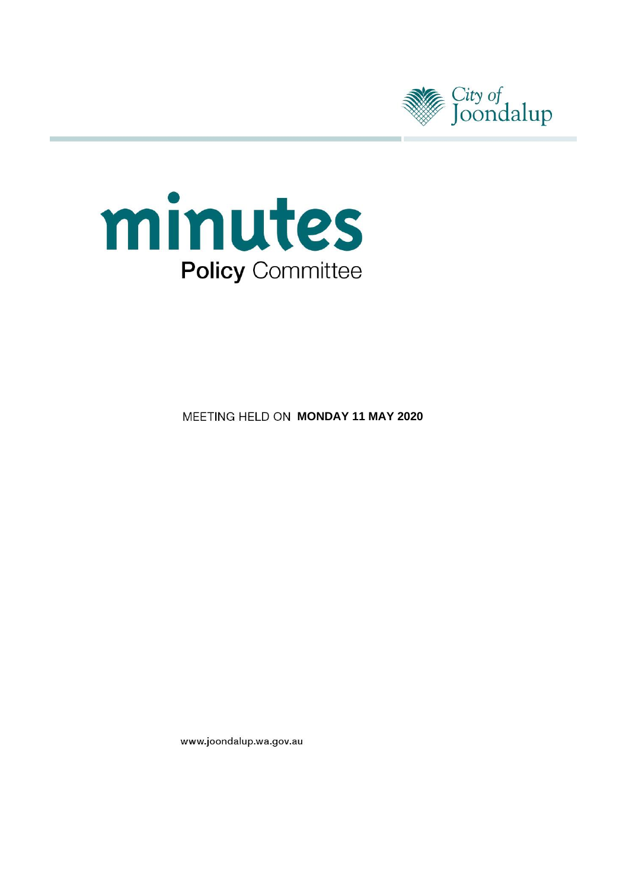City of Joondalup

# minutes

## Policy Committee

MEETING HELD ON **MONDAY 11 MAY 2020**

www.joondalup.wa.gov.au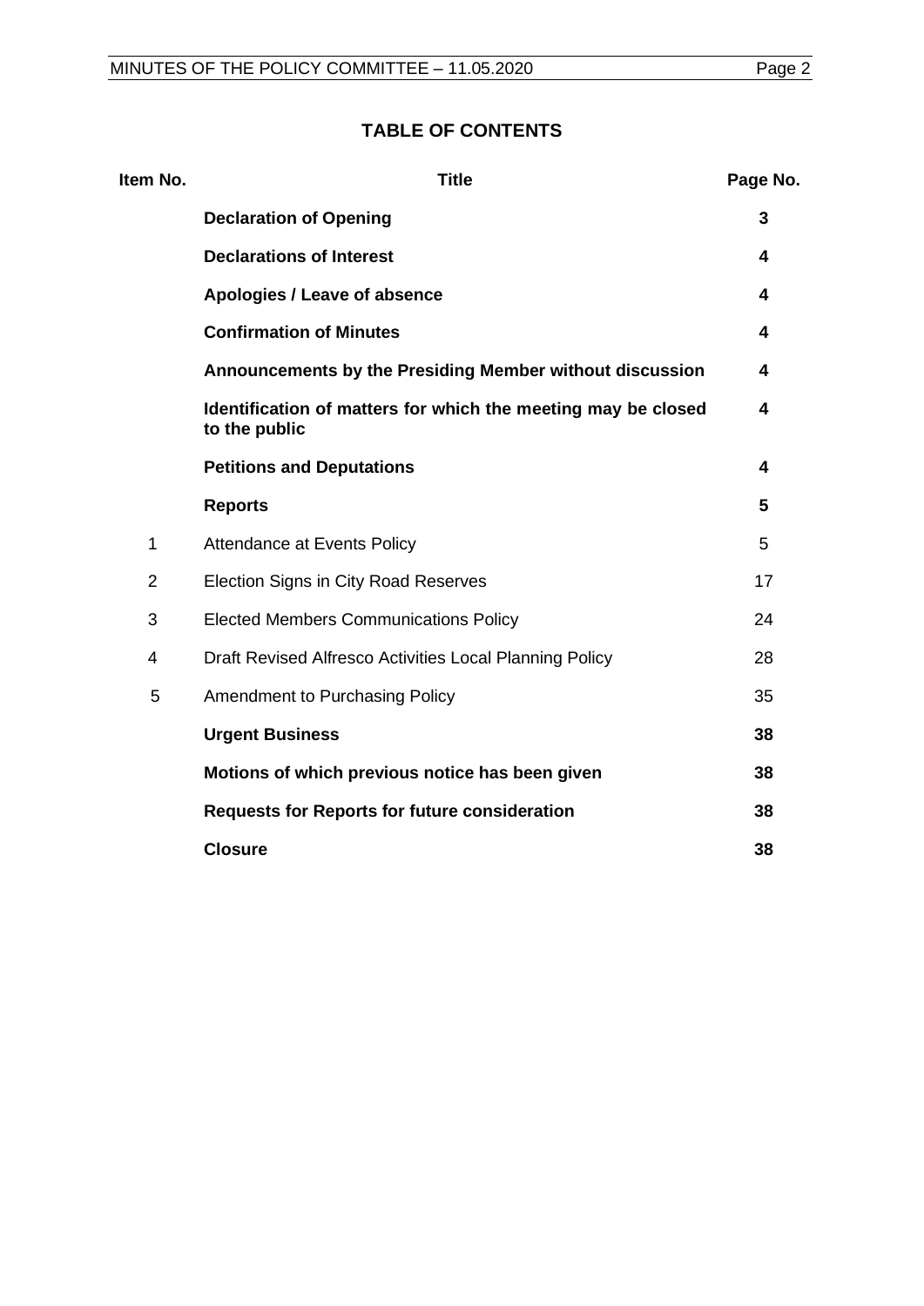## TABLE OF CONTENTS

| Item No. | Title | Page No. |
|---|---|---|
| | **Declaration of Opening** | **3** |
| | **Declarations of Interest** | **4** |
| | **Apologies / Leave of absence** | **4** |
| | **Confirmation of Minutes** | **4** |
| | **Announcements by the Presiding Member without discussion** | **4** |
| | **Identification of matters for which the meeting may be closed to the public** | **4** |
| | **Petitions and Deputations** | **4** |
| | **Reports** | **5** |
| 1 | Attendance at Events Policy | 5 |
| 2 | Election Signs in City Road Reserves | 17 |
| 3 | Elected Members Communications Policy | 24 |
| 4 | Draft Revised Alfresco Activities Local Planning Policy | 28 |
| 5 | Amendment to Purchasing Policy | 35 |
| | **Urgent Business** | **38** |
| | **Motions of which previous notice has been given** | **38** |
| | **Requests for Reports for future consideration** | **38** |
| | **Closure** | **38** |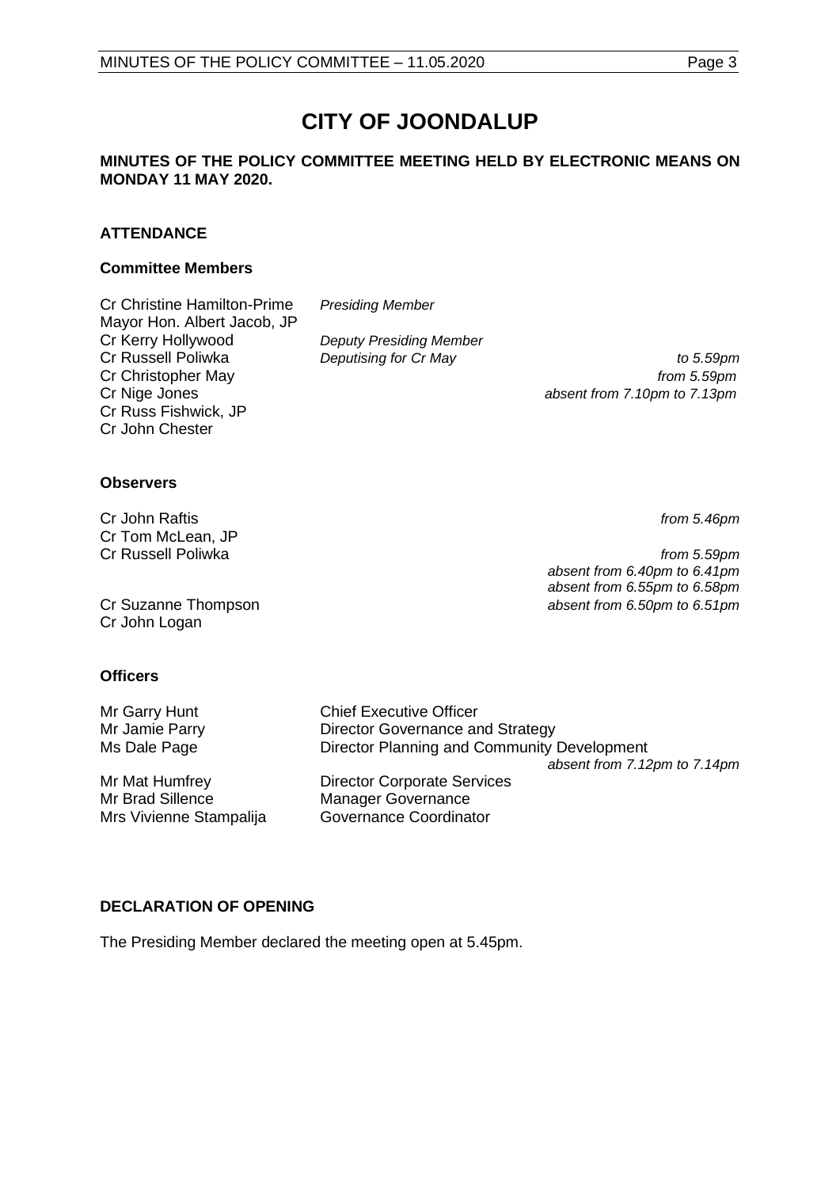# CITY OF JOONDALUP

**MINUTES OF THE POLICY COMMITTEE MEETING HELD BY ELECTRONIC MEANS ON MONDAY 11 MAY 2020.**

## ATTENDANCE

### Committee Members

| | | |
|---|---|---|
| Cr Christine Hamilton-Prime | *Presiding Member* | |
| Mayor Hon. Albert Jacob, JP | | |
| Cr Kerry Hollywood | *Deputy Presiding Member* | |
| Cr Russell Poliwka | *Deputising for Cr May* | *to 5.59pm* |
| Cr Christopher May | | *from 5.59pm* |
| Cr Nige Jones | | *absent from 7.10pm to 7.13pm* |
| Cr Russ Fishwick, JP | | |
| Cr John Chester | | |

### Observers

| | |
|---|---|
| Cr John Raftis | *from 5.46pm* |
| Cr Tom McLean, JP | |
| Cr Russell Poliwka | *from 5.59pm*<br>*absent from 6.40pm to 6.41pm*<br>*absent from 6.55pm to 6.58pm* |
| Cr Suzanne Thompson | *absent from 6.50pm to 6.51pm* |
| Cr John Logan | |

### Officers

| | |
|---|---|
| Mr Garry Hunt | Chief Executive Officer |
| Mr Jamie Parry | Director Governance and Strategy |
| Ms Dale Page | Director Planning and Community Development<br>*absent from 7.12pm to 7.14pm* |
| Mr Mat Humfrey | Director Corporate Services |
| Mr Brad Sillence | Manager Governance |
| Mrs Vivienne Stampalija | Governance Coordinator |

## DECLARATION OF OPENING

The Presiding Member declared the meeting open at 5.45pm.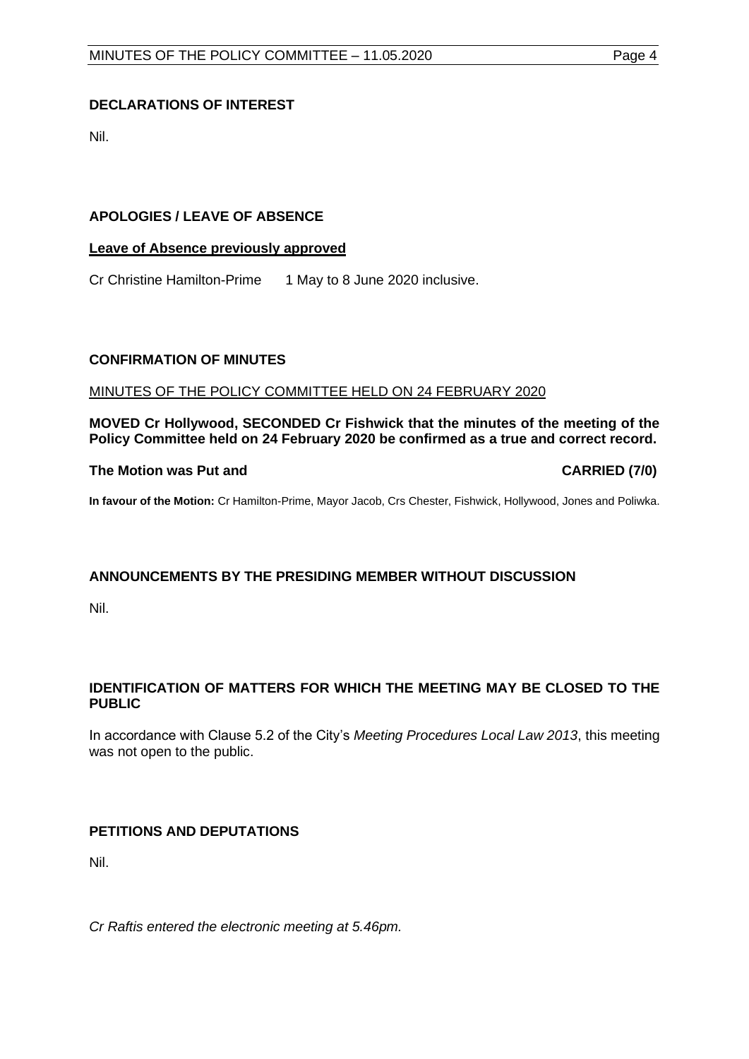## DECLARATIONS OF INTEREST

Nil.

## APOLOGIES / LEAVE OF ABSENCE

**Leave of Absence previously approved**

Cr Christine Hamilton-Prime 1 May to 8 June 2020 inclusive.

## CONFIRMATION OF MINUTES

MINUTES OF THE POLICY COMMITTEE HELD ON 24 FEBRUARY 2020

**MOVED Cr Hollywood, SECONDED Cr Fishwick that the minutes of the meeting of the Policy Committee held on 24 February 2020 be confirmed as a true and correct record.**

**The Motion was Put and CARRIED (7/0)**

**In favour of the Motion:** Cr Hamilton-Prime, Mayor Jacob, Crs Chester, Fishwick, Hollywood, Jones and Poliwka.

## ANNOUNCEMENTS BY THE PRESIDING MEMBER WITHOUT DISCUSSION

Nil.

## IDENTIFICATION OF MATTERS FOR WHICH THE MEETING MAY BE CLOSED TO THE PUBLIC

In accordance with Clause 5.2 of the City's *Meeting Procedures Local Law 2013*, this meeting was not open to the public.

## PETITIONS AND DEPUTATIONS

Nil.

*Cr Raftis entered the electronic meeting at 5.46pm.*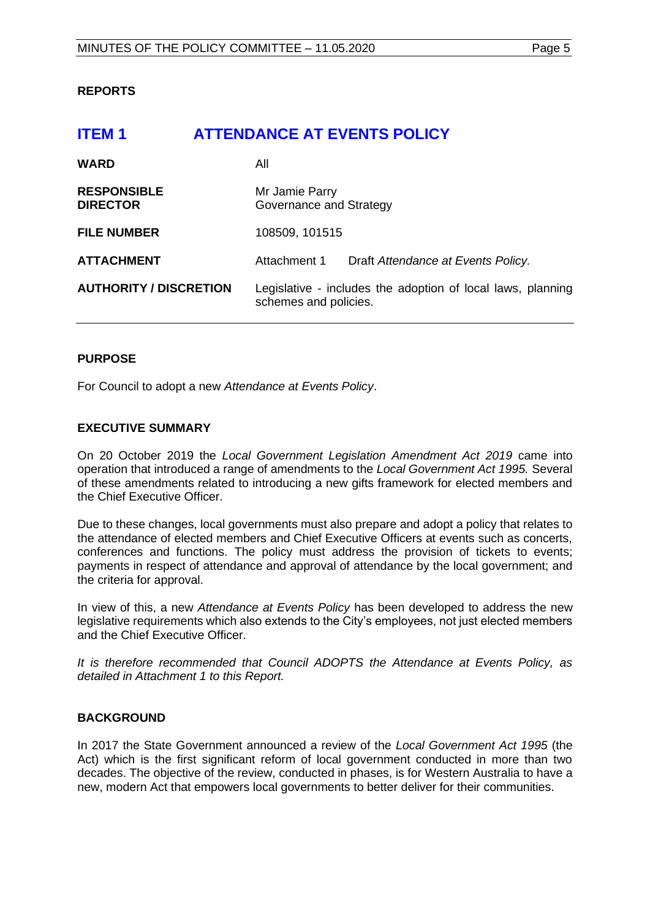## REPORTS

# ITEM 1 ATTENDANCE AT EVENTS POLICY

| | |
|---|---|
| **WARD** | All |
| **RESPONSIBLE DIRECTOR** | Mr Jamie Parry<br>Governance and Strategy |
| **FILE NUMBER** | 108509, 101515 |
| **ATTACHMENT** | Attachment 1 Draft *Attendance at Events Policy.* |
| **AUTHORITY / DISCRETION** | Legislative - includes the adoption of local laws, planning schemes and policies. |

### PURPOSE

For Council to adopt a new *Attendance at Events Policy*.

### EXECUTIVE SUMMARY

On 20 October 2019 the *Local Government Legislation Amendment Act 2019* came into operation that introduced a range of amendments to the *Local Government Act 1995.* Several of these amendments related to introducing a new gifts framework for elected members and the Chief Executive Officer.

Due to these changes, local governments must also prepare and adopt a policy that relates to the attendance of elected members and Chief Executive Officers at events such as concerts, conferences and functions. The policy must address the provision of tickets to events; payments in respect of attendance and approval of attendance by the local government; and the criteria for approval.

In view of this, a new *Attendance at Events Policy* has been developed to address the new legislative requirements which also extends to the City's employees, not just elected members and the Chief Executive Officer.

*It is therefore recommended that Council ADOPTS the Attendance at Events Policy, as detailed in Attachment 1 to this Report.*

### BACKGROUND

In 2017 the State Government announced a review of the *Local Government Act 1995* (the Act) which is the first significant reform of local government conducted in more than two decades. The objective of the review, conducted in phases, is for Western Australia to have a new, modern Act that empowers local governments to better deliver for their communities.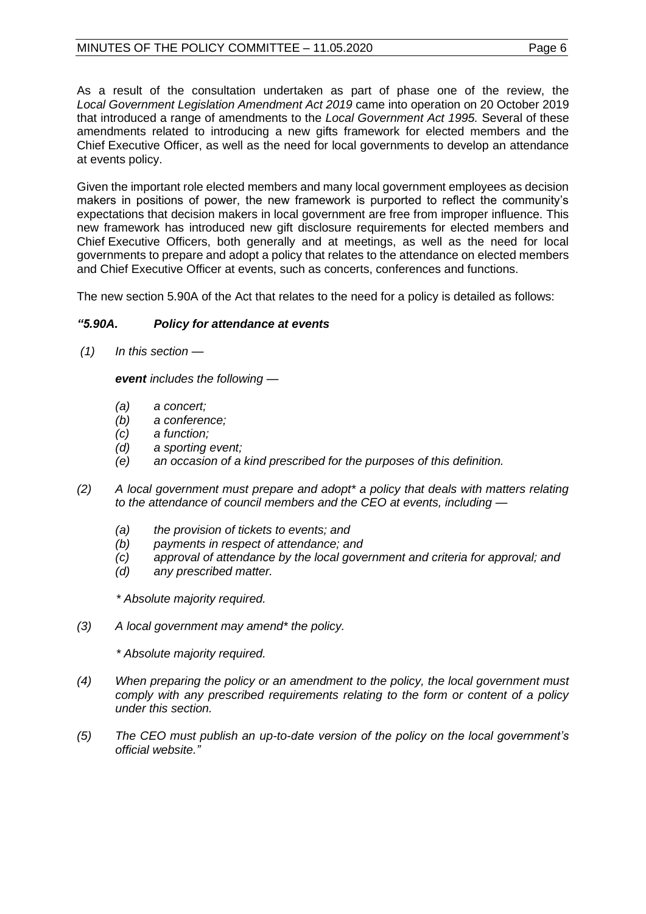As a result of the consultation undertaken as part of phase one of the review, the *Local Government Legislation Amendment Act 2019* came into operation on 20 October 2019 that introduced a range of amendments to the *Local Government Act 1995.* Several of these amendments related to introducing a new gifts framework for elected members and the Chief Executive Officer, as well as the need for local governments to develop an attendance at events policy.

Given the important role elected members and many local government employees as decision makers in positions of power, the new framework is purported to reflect the community's expectations that decision makers in local government are free from improper influence. This new framework has introduced new gift disclosure requirements for elected members and Chief Executive Officers, both generally and at meetings, as well as the need for local governments to prepare and adopt a policy that relates to the attendance on elected members and Chief Executive Officer at events, such as concerts, conferences and functions.

The new section 5.90A of the Act that relates to the need for a policy is detailed as follows:

***"5.90A. Policy for attendance at events***

*(1) In this section —*

*__event__ includes the following —*

- *(a) a concert;*
- *(b) a conference;*
- *(c) a function;*
- *(d) a sporting event;*
- *(e) an occasion of a kind prescribed for the purposes of this definition.*

*(2) A local government must prepare and adopt\* a policy that deals with matters relating to the attendance of council members and the CEO at events, including —*

- *(a) the provision of tickets to events; and*
- *(b) payments in respect of attendance; and*
- *(c) approval of attendance by the local government and criteria for approval; and*
- *(d) any prescribed matter.*

*\* Absolute majority required.*

*(3) A local government may amend\* the policy.*

*\* Absolute majority required.*

*(4) When preparing the policy or an amendment to the policy, the local government must comply with any prescribed requirements relating to the form or content of a policy under this section.*

*(5) The CEO must publish an up-to-date version of the policy on the local government's official website."*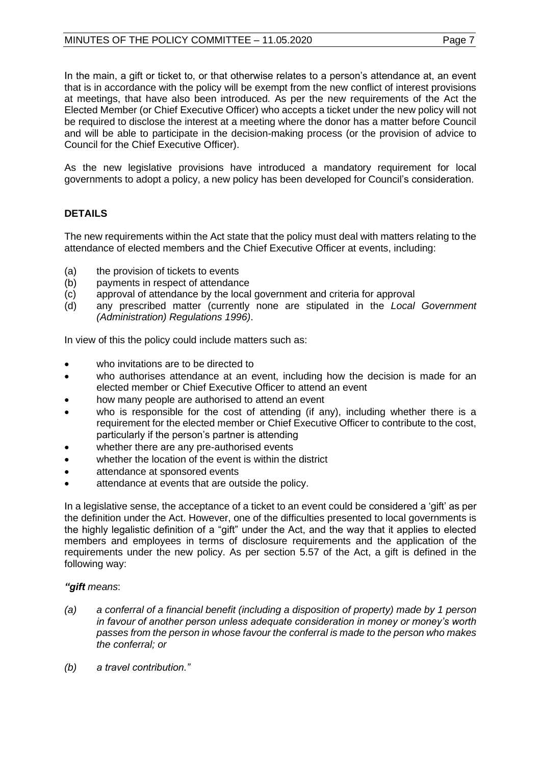In the main, a gift or ticket to, or that otherwise relates to a person's attendance at, an event that is in accordance with the policy will be exempt from the new conflict of interest provisions at meetings, that have also been introduced. As per the new requirements of the Act the Elected Member (or Chief Executive Officer) who accepts a ticket under the new policy will not be required to disclose the interest at a meeting where the donor has a matter before Council and will be able to participate in the decision-making process (or the provision of advice to Council for the Chief Executive Officer).

As the new legislative provisions have introduced a mandatory requirement for local governments to adopt a policy, a new policy has been developed for Council's consideration.

## DETAILS

The new requirements within the Act state that the policy must deal with matters relating to the attendance of elected members and the Chief Executive Officer at events, including:

(a) the provision of tickets to events
(b) payments in respect of attendance
(c) approval of attendance by the local government and criteria for approval
(d) any prescribed matter (currently none are stipulated in the *Local Government (Administration) Regulations 1996)*.

In view of this the policy could include matters such as:

- who invitations are to be directed to
- who authorises attendance at an event, including how the decision is made for an elected member or Chief Executive Officer to attend an event
- how many people are authorised to attend an event
- who is responsible for the cost of attending (if any), including whether there is a requirement for the elected member or Chief Executive Officer to contribute to the cost, particularly if the person's partner is attending
- whether there are any pre-authorised events
- whether the location of the event is within the district
- attendance at sponsored events
- attendance at events that are outside the policy.

In a legislative sense, the acceptance of a ticket to an event could be considered a 'gift' as per the definition under the Act. However, one of the difficulties presented to local governments is the highly legalistic definition of a "gift" under the Act, and the way that it applies to elected members and employees in terms of disclosure requirements and the application of the requirements under the new policy. As per section 5.57 of the Act, a gift is defined in the following way:

*"**gift** means*:

*(a) a conferral of a financial benefit (including a disposition of property) made by 1 person in favour of another person unless adequate consideration in money or money's worth passes from the person in whose favour the conferral is made to the person who makes the conferral; or*

*(b) a travel contribution."*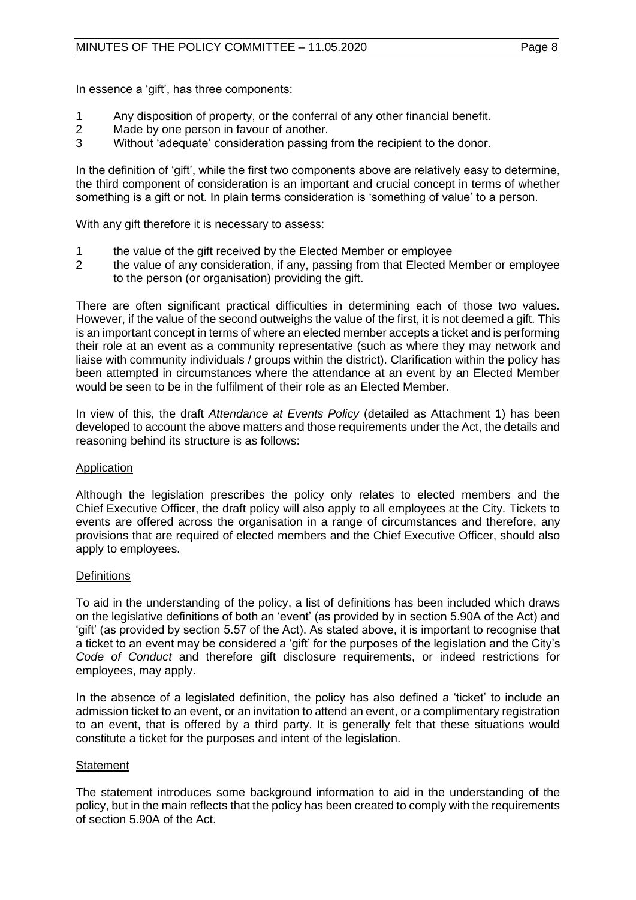In essence a 'gift', has three components:

1. Any disposition of property, or the conferral of any other financial benefit.
2. Made by one person in favour of another.
3. Without 'adequate' consideration passing from the recipient to the donor.

In the definition of 'gift', while the first two components above are relatively easy to determine, the third component of consideration is an important and crucial concept in terms of whether something is a gift or not. In plain terms consideration is 'something of value' to a person.

With any gift therefore it is necessary to assess:

1. the value of the gift received by the Elected Member or employee
2. the value of any consideration, if any, passing from that Elected Member or employee to the person (or organisation) providing the gift.

There are often significant practical difficulties in determining each of those two values. However, if the value of the second outweighs the value of the first, it is not deemed a gift. This is an important concept in terms of where an elected member accepts a ticket and is performing their role at an event as a community representative (such as where they may network and liaise with community individuals / groups within the district). Clarification within the policy has been attempted in circumstances where the attendance at an event by an Elected Member would be seen to be in the fulfilment of their role as an Elected Member.

In view of this, the draft *Attendance at Events Policy* (detailed as Attachment 1) has been developed to account the above matters and those requirements under the Act, the details and reasoning behind its structure is as follows:

<u>Application</u>

Although the legislation prescribes the policy only relates to elected members and the Chief Executive Officer, the draft policy will also apply to all employees at the City. Tickets to events are offered across the organisation in a range of circumstances and therefore, any provisions that are required of elected members and the Chief Executive Officer, should also apply to employees.

<u>Definitions</u>

To aid in the understanding of the policy, a list of definitions has been included which draws on the legislative definitions of both an 'event' (as provided by in section 5.90A of the Act) and 'gift' (as provided by section 5.57 of the Act). As stated above, it is important to recognise that a ticket to an event may be considered a 'gift' for the purposes of the legislation and the City's *Code of Conduct* and therefore gift disclosure requirements, or indeed restrictions for employees, may apply.

In the absence of a legislated definition, the policy has also defined a 'ticket' to include an admission ticket to an event, or an invitation to attend an event, or a complimentary registration to an event, that is offered by a third party. It is generally felt that these situations would constitute a ticket for the purposes and intent of the legislation.

<u>Statement</u>

The statement introduces some background information to aid in the understanding of the policy, but in the main reflects that the policy has been created to comply with the requirements of section 5.90A of the Act.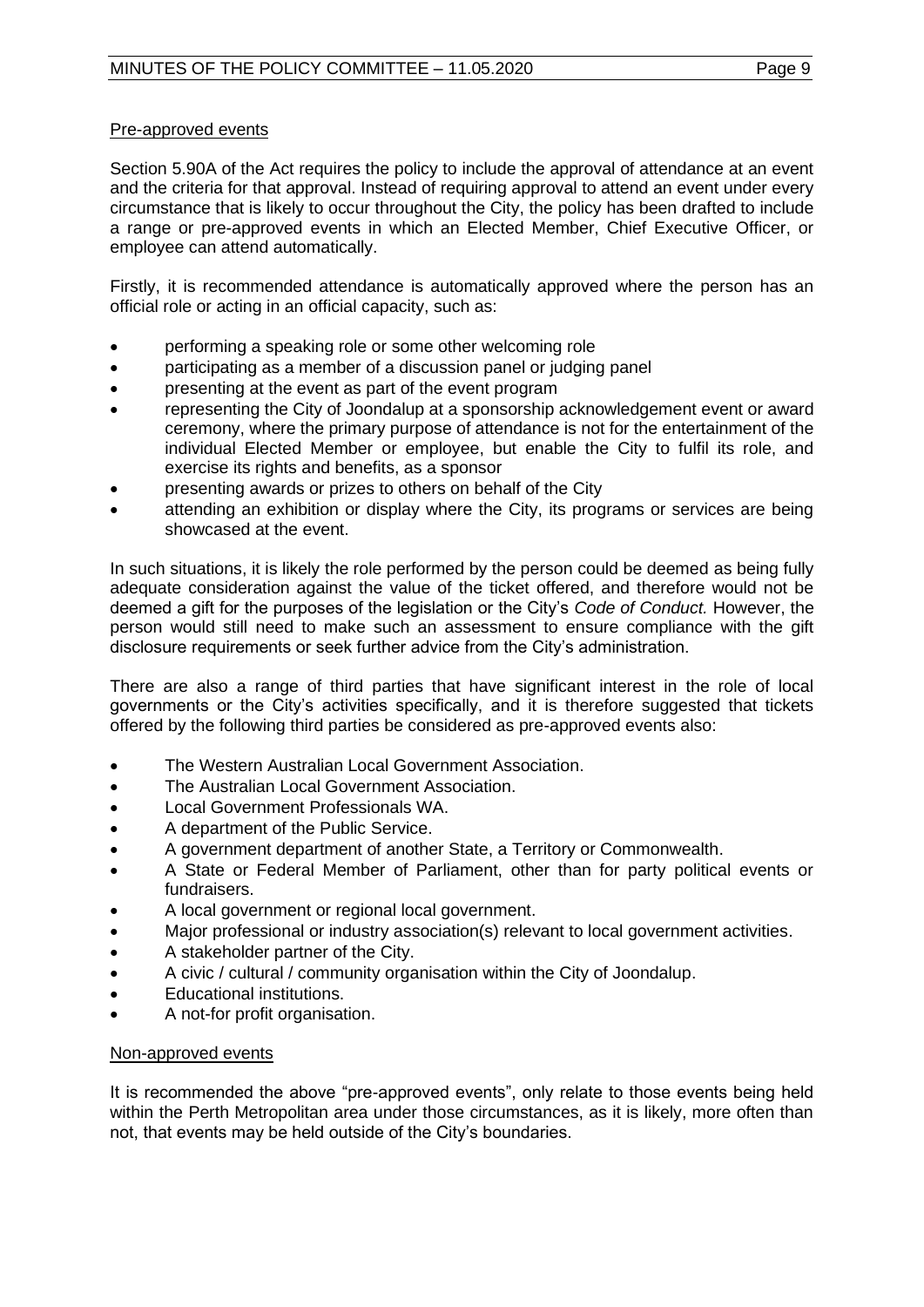Pre-approved events

Section 5.90A of the Act requires the policy to include the approval of attendance at an event and the criteria for that approval. Instead of requiring approval to attend an event under every circumstance that is likely to occur throughout the City, the policy has been drafted to include a range or pre-approved events in which an Elected Member, Chief Executive Officer, or employee can attend automatically.

Firstly, it is recommended attendance is automatically approved where the person has an official role or acting in an official capacity, such as:

- performing a speaking role or some other welcoming role
- participating as a member of a discussion panel or judging panel
- presenting at the event as part of the event program
- representing the City of Joondalup at a sponsorship acknowledgement event or award ceremony, where the primary purpose of attendance is not for the entertainment of the individual Elected Member or employee, but enable the City to fulfil its role, and exercise its rights and benefits, as a sponsor
- presenting awards or prizes to others on behalf of the City
- attending an exhibition or display where the City, its programs or services are being showcased at the event.

In such situations, it is likely the role performed by the person could be deemed as being fully adequate consideration against the value of the ticket offered, and therefore would not be deemed a gift for the purposes of the legislation or the City's *Code of Conduct.* However, the person would still need to make such an assessment to ensure compliance with the gift disclosure requirements or seek further advice from the City's administration.

There are also a range of third parties that have significant interest in the role of local governments or the City's activities specifically, and it is therefore suggested that tickets offered by the following third parties be considered as pre-approved events also:

- The Western Australian Local Government Association.
- The Australian Local Government Association.
- Local Government Professionals WA.
- A department of the Public Service.
- A government department of another State, a Territory or Commonwealth.
- A State or Federal Member of Parliament, other than for party political events or fundraisers.
- A local government or regional local government.
- Major professional or industry association(s) relevant to local government activities.
- A stakeholder partner of the City.
- A civic / cultural / community organisation within the City of Joondalup.
- Educational institutions.
- A not-for profit organisation.

Non-approved events

It is recommended the above "pre-approved events", only relate to those events being held within the Perth Metropolitan area under those circumstances, as it is likely, more often than not, that events may be held outside of the City's boundaries.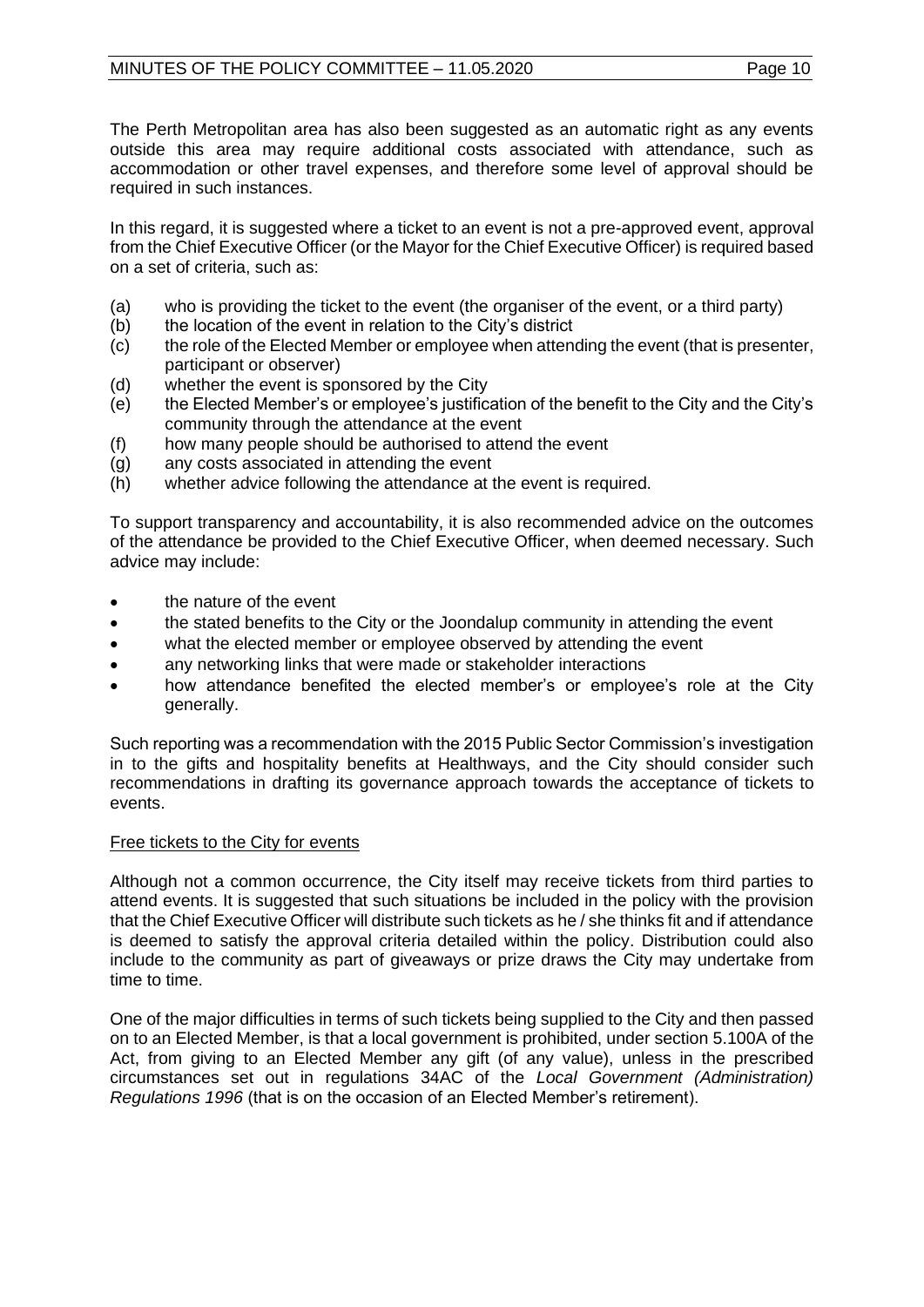The Perth Metropolitan area has also been suggested as an automatic right as any events outside this area may require additional costs associated with attendance, such as accommodation or other travel expenses, and therefore some level of approval should be required in such instances.

In this regard, it is suggested where a ticket to an event is not a pre-approved event, approval from the Chief Executive Officer (or the Mayor for the Chief Executive Officer) is required based on a set of criteria, such as:

(a) who is providing the ticket to the event (the organiser of the event, or a third party)
(b) the location of the event in relation to the City's district
(c) the role of the Elected Member or employee when attending the event (that is presenter, participant or observer)
(d) whether the event is sponsored by the City
(e) the Elected Member's or employee's justification of the benefit to the City and the City's community through the attendance at the event
(f) how many people should be authorised to attend the event
(g) any costs associated in attending the event
(h) whether advice following the attendance at the event is required.

To support transparency and accountability, it is also recommended advice on the outcomes of the attendance be provided to the Chief Executive Officer, when deemed necessary. Such advice may include:

- the nature of the event
- the stated benefits to the City or the Joondalup community in attending the event
- what the elected member or employee observed by attending the event
- any networking links that were made or stakeholder interactions
- how attendance benefited the elected member's or employee's role at the City generally.

Such reporting was a recommendation with the 2015 Public Sector Commission's investigation in to the gifts and hospitality benefits at Healthways, and the City should consider such recommendations in drafting its governance approach towards the acceptance of tickets to events.

<u>Free tickets to the City for events</u>

Although not a common occurrence, the City itself may receive tickets from third parties to attend events. It is suggested that such situations be included in the policy with the provision that the Chief Executive Officer will distribute such tickets as he / she thinks fit and if attendance is deemed to satisfy the approval criteria detailed within the policy. Distribution could also include to the community as part of giveaways or prize draws the City may undertake from time to time.

One of the major difficulties in terms of such tickets being supplied to the City and then passed on to an Elected Member, is that a local government is prohibited, under section 5.100A of the Act, from giving to an Elected Member any gift (of any value), unless in the prescribed circumstances set out in regulations 34AC of the *Local Government (Administration) Regulations 1996* (that is on the occasion of an Elected Member's retirement).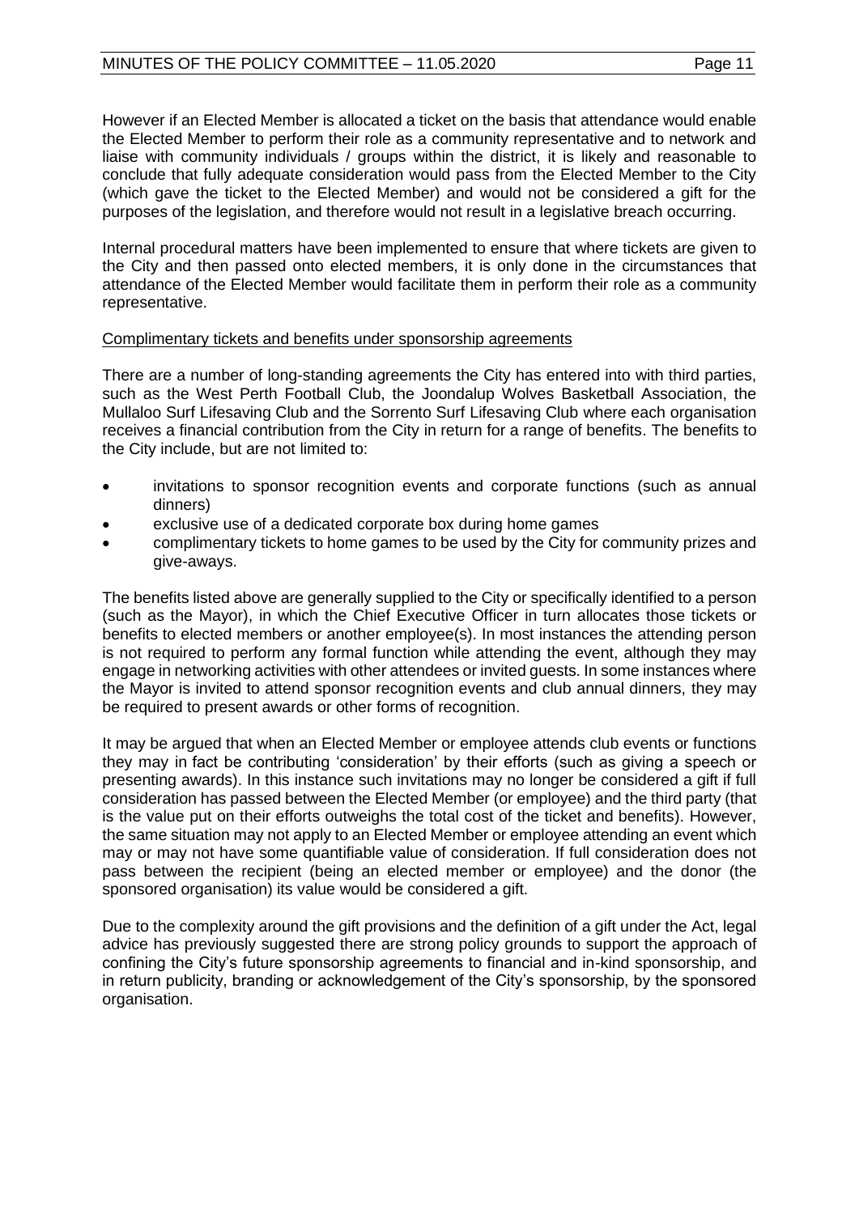However if an Elected Member is allocated a ticket on the basis that attendance would enable the Elected Member to perform their role as a community representative and to network and liaise with community individuals / groups within the district, it is likely and reasonable to conclude that fully adequate consideration would pass from the Elected Member to the City (which gave the ticket to the Elected Member) and would not be considered a gift for the purposes of the legislation, and therefore would not result in a legislative breach occurring.

Internal procedural matters have been implemented to ensure that where tickets are given to the City and then passed onto elected members, it is only done in the circumstances that attendance of the Elected Member would facilitate them in perform their role as a community representative.

<u>Complimentary tickets and benefits under sponsorship agreements</u>

There are a number of long-standing agreements the City has entered into with third parties, such as the West Perth Football Club, the Joondalup Wolves Basketball Association, the Mullaloo Surf Lifesaving Club and the Sorrento Surf Lifesaving Club where each organisation receives a financial contribution from the City in return for a range of benefits. The benefits to the City include, but are not limited to:

- invitations to sponsor recognition events and corporate functions (such as annual dinners)
- exclusive use of a dedicated corporate box during home games
- complimentary tickets to home games to be used by the City for community prizes and give-aways.

The benefits listed above are generally supplied to the City or specifically identified to a person (such as the Mayor), in which the Chief Executive Officer in turn allocates those tickets or benefits to elected members or another employee(s). In most instances the attending person is not required to perform any formal function while attending the event, although they may engage in networking activities with other attendees or invited guests. In some instances where the Mayor is invited to attend sponsor recognition events and club annual dinners, they may be required to present awards or other forms of recognition.

It may be argued that when an Elected Member or employee attends club events or functions they may in fact be contributing 'consideration' by their efforts (such as giving a speech or presenting awards). In this instance such invitations may no longer be considered a gift if full consideration has passed between the Elected Member (or employee) and the third party (that is the value put on their efforts outweighs the total cost of the ticket and benefits). However, the same situation may not apply to an Elected Member or employee attending an event which may or may not have some quantifiable value of consideration. If full consideration does not pass between the recipient (being an elected member or employee) and the donor (the sponsored organisation) its value would be considered a gift.

Due to the complexity around the gift provisions and the definition of a gift under the Act, legal advice has previously suggested there are strong policy grounds to support the approach of confining the City's future sponsorship agreements to financial and in-kind sponsorship, and in return publicity, branding or acknowledgement of the City's sponsorship, by the sponsored organisation.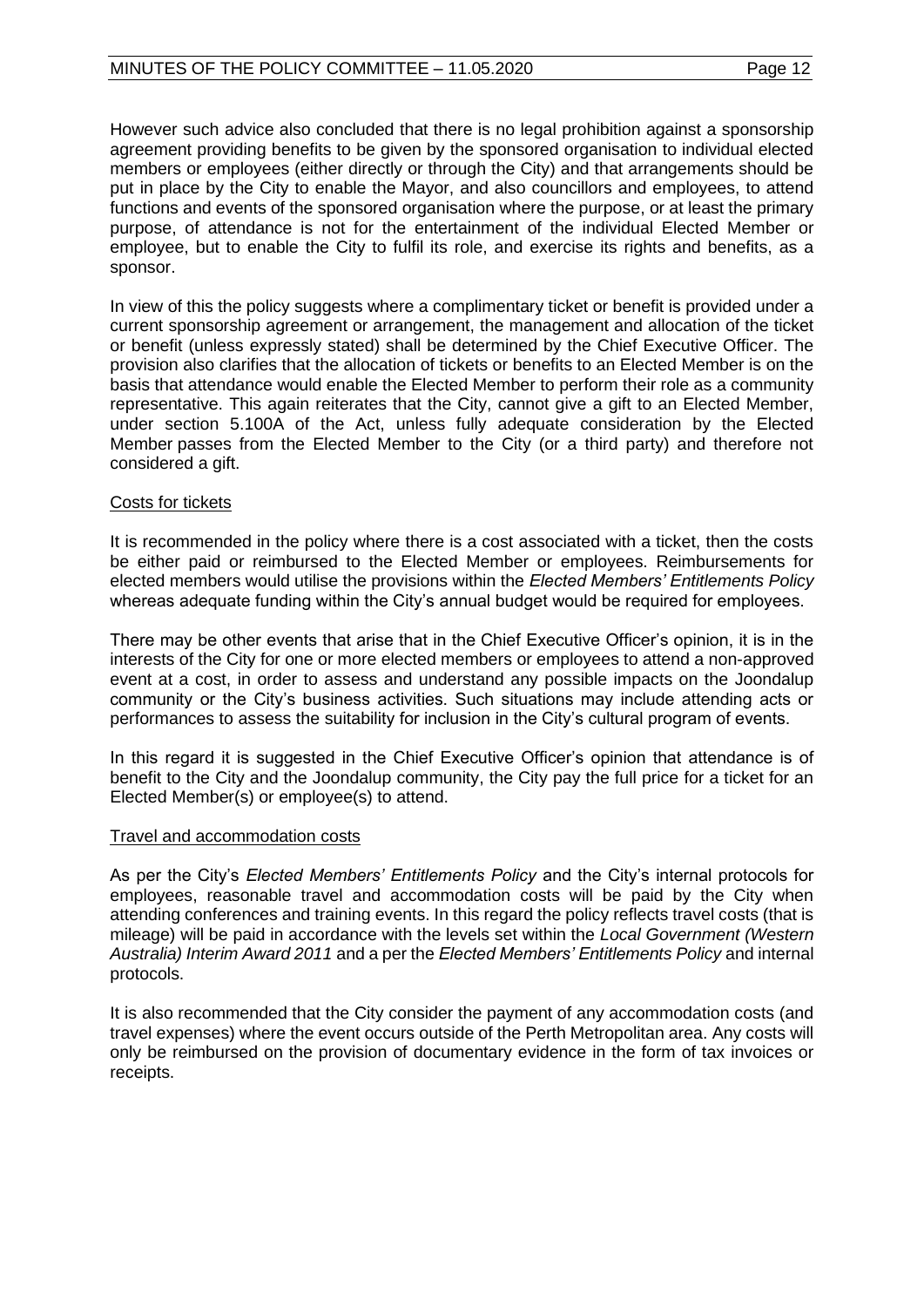However such advice also concluded that there is no legal prohibition against a sponsorship agreement providing benefits to be given by the sponsored organisation to individual elected members or employees (either directly or through the City) and that arrangements should be put in place by the City to enable the Mayor, and also councillors and employees, to attend functions and events of the sponsored organisation where the purpose, or at least the primary purpose, of attendance is not for the entertainment of the individual Elected Member or employee, but to enable the City to fulfil its role, and exercise its rights and benefits, as a sponsor.

In view of this the policy suggests where a complimentary ticket or benefit is provided under a current sponsorship agreement or arrangement, the management and allocation of the ticket or benefit (unless expressly stated) shall be determined by the Chief Executive Officer. The provision also clarifies that the allocation of tickets or benefits to an Elected Member is on the basis that attendance would enable the Elected Member to perform their role as a community representative. This again reiterates that the City, cannot give a gift to an Elected Member, under section 5.100A of the Act, unless fully adequate consideration by the Elected Member passes from the Elected Member to the City (or a third party) and therefore not considered a gift.

Costs for tickets

It is recommended in the policy where there is a cost associated with a ticket, then the costs be either paid or reimbursed to the Elected Member or employees. Reimbursements for elected members would utilise the provisions within the *Elected Members' Entitlements Policy* whereas adequate funding within the City's annual budget would be required for employees.

There may be other events that arise that in the Chief Executive Officer's opinion, it is in the interests of the City for one or more elected members or employees to attend a non-approved event at a cost, in order to assess and understand any possible impacts on the Joondalup community or the City's business activities. Such situations may include attending acts or performances to assess the suitability for inclusion in the City's cultural program of events.

In this regard it is suggested in the Chief Executive Officer's opinion that attendance is of benefit to the City and the Joondalup community, the City pay the full price for a ticket for an Elected Member(s) or employee(s) to attend.

Travel and accommodation costs

As per the City's *Elected Members' Entitlements Policy* and the City's internal protocols for employees, reasonable travel and accommodation costs will be paid by the City when attending conferences and training events. In this regard the policy reflects travel costs (that is mileage) will be paid in accordance with the levels set within the *Local Government (Western Australia) Interim Award 2011* and a per the *Elected Members' Entitlements Policy* and internal protocols.

It is also recommended that the City consider the payment of any accommodation costs (and travel expenses) where the event occurs outside of the Perth Metropolitan area. Any costs will only be reimbursed on the provision of documentary evidence in the form of tax invoices or receipts.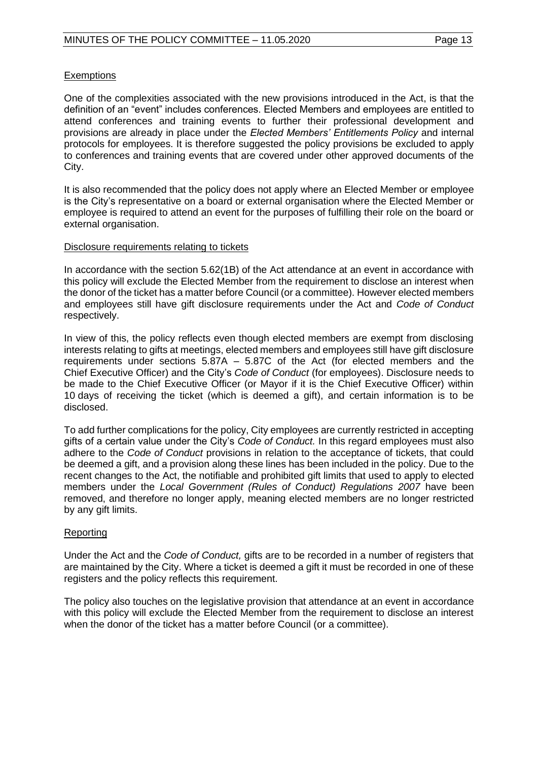Exemptions

One of the complexities associated with the new provisions introduced in the Act, is that the definition of an "event" includes conferences. Elected Members and employees are entitled to attend conferences and training events to further their professional development and provisions are already in place under the *Elected Members' Entitlements Policy* and internal protocols for employees. It is therefore suggested the policy provisions be excluded to apply to conferences and training events that are covered under other approved documents of the City.

It is also recommended that the policy does not apply where an Elected Member or employee is the City's representative on a board or external organisation where the Elected Member or employee is required to attend an event for the purposes of fulfilling their role on the board or external organisation.

Disclosure requirements relating to tickets

In accordance with the section 5.62(1B) of the Act attendance at an event in accordance with this policy will exclude the Elected Member from the requirement to disclose an interest when the donor of the ticket has a matter before Council (or a committee). However elected members and employees still have gift disclosure requirements under the Act and *Code of Conduct* respectively.

In view of this, the policy reflects even though elected members are exempt from disclosing interests relating to gifts at meetings, elected members and employees still have gift disclosure requirements under sections 5.87A – 5.87C of the Act (for elected members and the Chief Executive Officer) and the City's *Code of Conduct* (for employees). Disclosure needs to be made to the Chief Executive Officer (or Mayor if it is the Chief Executive Officer) within 10 days of receiving the ticket (which is deemed a gift), and certain information is to be disclosed.

To add further complications for the policy, City employees are currently restricted in accepting gifts of a certain value under the City's *Code of Conduct.* In this regard employees must also adhere to the *Code of Conduct* provisions in relation to the acceptance of tickets, that could be deemed a gift, and a provision along these lines has been included in the policy. Due to the recent changes to the Act, the notifiable and prohibited gift limits that used to apply to elected members under the *Local Government (Rules of Conduct) Regulations 2007* have been removed, and therefore no longer apply, meaning elected members are no longer restricted by any gift limits.

Reporting

Under the Act and the *Code of Conduct,* gifts are to be recorded in a number of registers that are maintained by the City. Where a ticket is deemed a gift it must be recorded in one of these registers and the policy reflects this requirement.

The policy also touches on the legislative provision that attendance at an event in accordance with this policy will exclude the Elected Member from the requirement to disclose an interest when the donor of the ticket has a matter before Council (or a committee).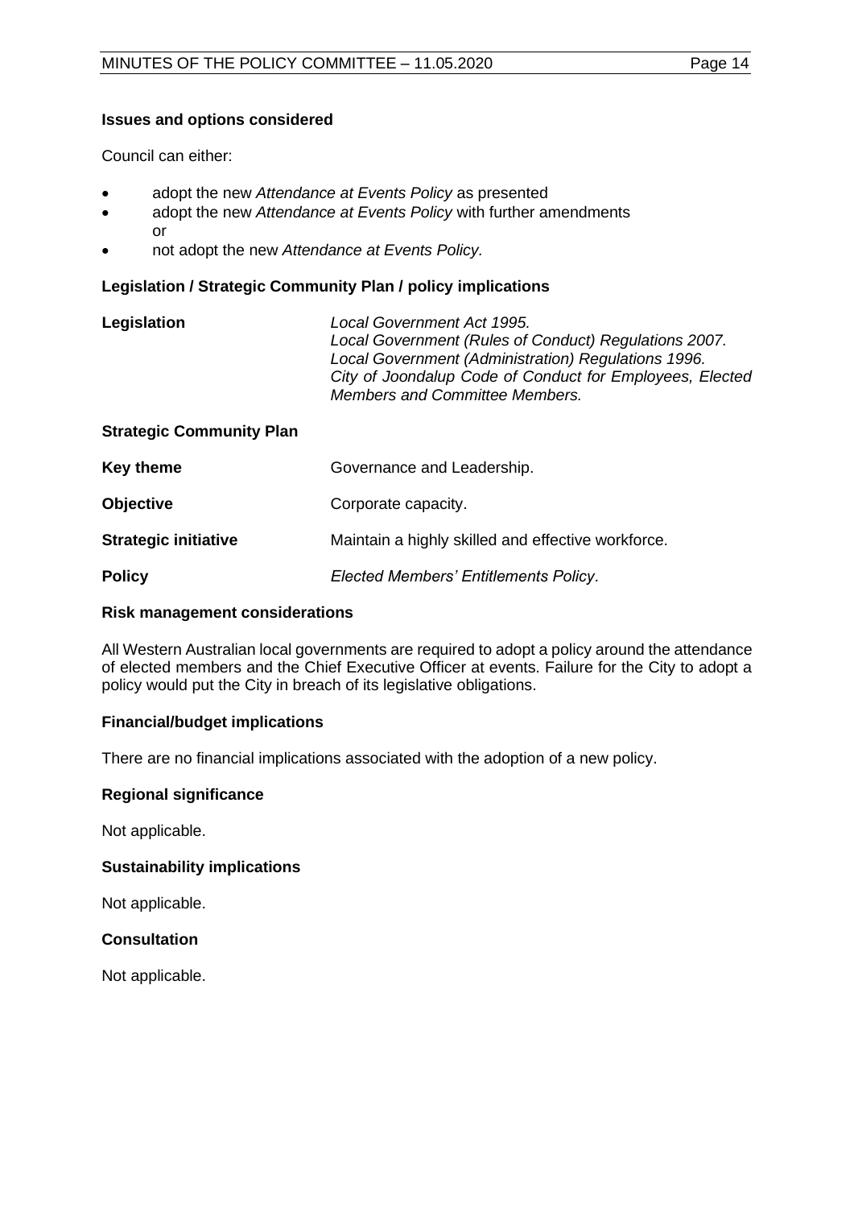**Issues and options considered**

Council can either:

- adopt the new *Attendance at Events Policy* as presented
- adopt the new *Attendance at Events Policy* with further amendments
  or
- not adopt the new *Attendance at Events Policy.*

**Legislation / Strategic Community Plan / policy implications**

| | |
|---|---|
| **Legislation** | *Local Government Act 1995.* *Local Government (Rules of Conduct) Regulations 2007.* *Local Government (Administration) Regulations 1996.* *City of Joondalup Code of Conduct for Employees, Elected Members and Committee Members.* |

**Strategic Community Plan**

| | |
|---|---|
| **Key theme** | Governance and Leadership. |
| **Objective** | Corporate capacity. |
| **Strategic initiative** | Maintain a highly skilled and effective workforce. |
| **Policy** | *Elected Members' Entitlements Policy*. |

**Risk management considerations**

All Western Australian local governments are required to adopt a policy around the attendance of elected members and the Chief Executive Officer at events. Failure for the City to adopt a policy would put the City in breach of its legislative obligations.

**Financial/budget implications**

There are no financial implications associated with the adoption of a new policy.

**Regional significance**

Not applicable.

**Sustainability implications**

Not applicable.

**Consultation**

Not applicable.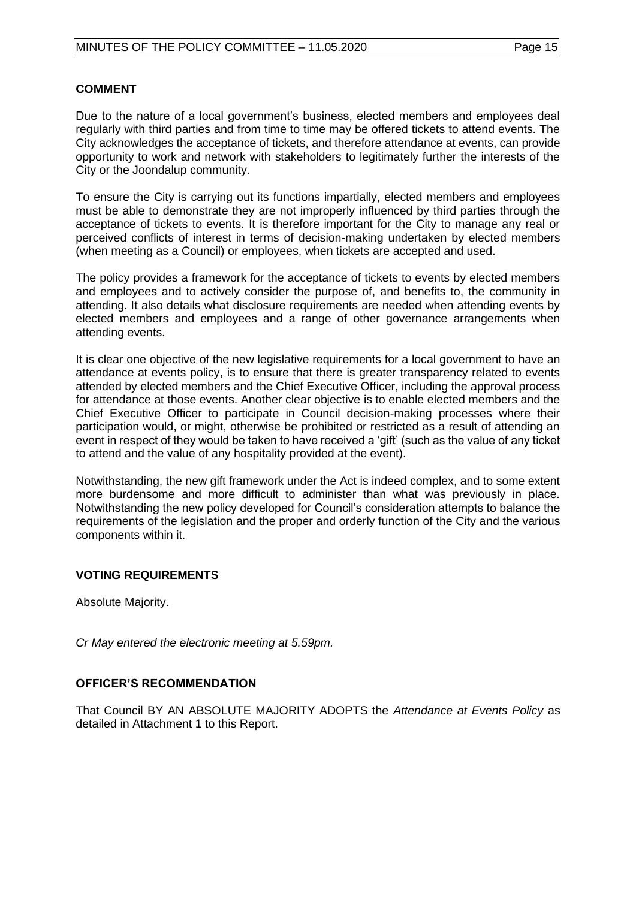## COMMENT

Due to the nature of a local government's business, elected members and employees deal regularly with third parties and from time to time may be offered tickets to attend events. The City acknowledges the acceptance of tickets, and therefore attendance at events, can provide opportunity to work and network with stakeholders to legitimately further the interests of the City or the Joondalup community.

To ensure the City is carrying out its functions impartially, elected members and employees must be able to demonstrate they are not improperly influenced by third parties through the acceptance of tickets to events. It is therefore important for the City to manage any real or perceived conflicts of interest in terms of decision-making undertaken by elected members (when meeting as a Council) or employees, when tickets are accepted and used.

The policy provides a framework for the acceptance of tickets to events by elected members and employees and to actively consider the purpose of, and benefits to, the community in attending. It also details what disclosure requirements are needed when attending events by elected members and employees and a range of other governance arrangements when attending events.

It is clear one objective of the new legislative requirements for a local government to have an attendance at events policy, is to ensure that there is greater transparency related to events attended by elected members and the Chief Executive Officer, including the approval process for attendance at those events. Another clear objective is to enable elected members and the Chief Executive Officer to participate in Council decision-making processes where their participation would, or might, otherwise be prohibited or restricted as a result of attending an event in respect of they would be taken to have received a 'gift' (such as the value of any ticket to attend and the value of any hospitality provided at the event).

Notwithstanding, the new gift framework under the Act is indeed complex, and to some extent more burdensome and more difficult to administer than what was previously in place. Notwithstanding the new policy developed for Council's consideration attempts to balance the requirements of the legislation and the proper and orderly function of the City and the various components within it.

## VOTING REQUIREMENTS

Absolute Majority.

*Cr May entered the electronic meeting at 5.59pm.*

## OFFICER'S RECOMMENDATION

That Council BY AN ABSOLUTE MAJORITY ADOPTS the *Attendance at Events Policy* as detailed in Attachment 1 to this Report.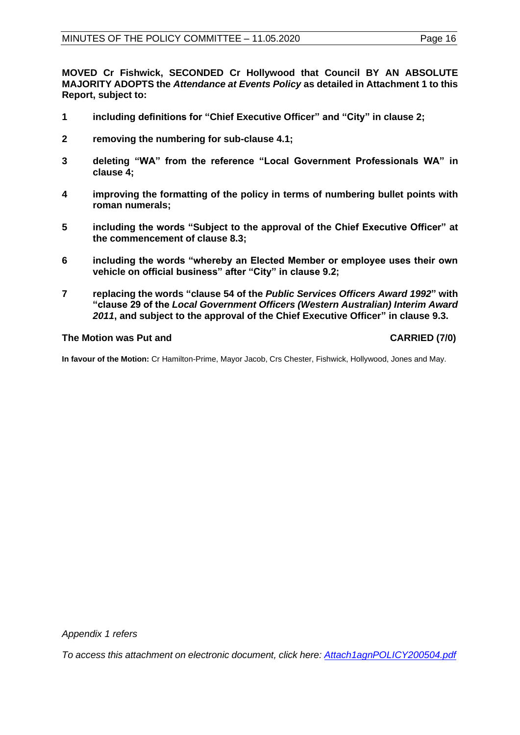**MOVED Cr Fishwick, SECONDED Cr Hollywood that Council BY AN ABSOLUTE MAJORITY ADOPTS the *Attendance at Events Policy* as detailed in Attachment 1 to this Report, subject to:**

1. **including definitions for "Chief Executive Officer" and "City" in clause 2;**
2. **removing the numbering for sub-clause 4.1;**
3. **deleting "WA" from the reference "Local Government Professionals WA" in clause 4;**
4. **improving the formatting of the policy in terms of numbering bullet points with roman numerals;**
5. **including the words "Subject to the approval of the Chief Executive Officer" at the commencement of clause 8.3;**
6. **including the words "whereby an Elected Member or employee uses their own vehicle on official business" after "City" in clause 9.2;**
7. **replacing the words "clause 54 of the *Public Services Officers Award 1992*" with "clause 29 of the *Local Government Officers (Western Australian) Interim Award 2011*, and subject to the approval of the Chief Executive Officer" in clause 9.3.**

**The Motion was Put and CARRIED (7/0)**

**In favour of the Motion:** Cr Hamilton-Prime, Mayor Jacob, Crs Chester, Fishwick, Hollywood, Jones and May.

*Appendix 1 refers*

*To access this attachment on electronic document, click here: [Attach1agnPOLICY200504.pdf](Attach1agnPOLICY200504.pdf)*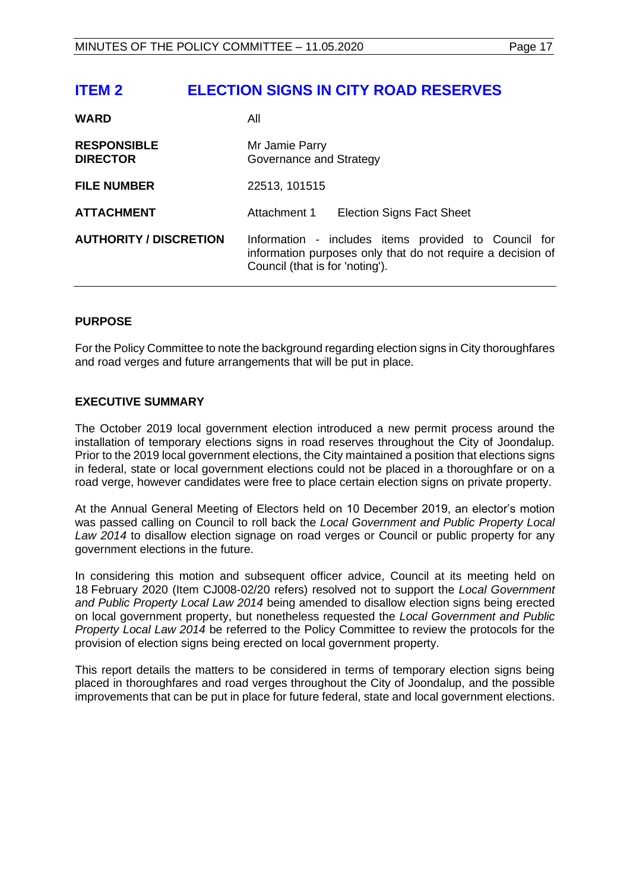# ITEM 2 ELECTION SIGNS IN CITY ROAD RESERVES

| | |
|---|---|
| **WARD** | All |
| **RESPONSIBLE DIRECTOR** | Mr Jamie Parry<br>Governance and Strategy |
| **FILE NUMBER** | 22513, 101515 |
| **ATTACHMENT** | Attachment 1 Election Signs Fact Sheet |
| **AUTHORITY / DISCRETION** | Information - includes items provided to Council for information purposes only that do not require a decision of Council (that is for 'noting'). |

## PURPOSE

For the Policy Committee to note the background regarding election signs in City thoroughfares and road verges and future arrangements that will be put in place.

## EXECUTIVE SUMMARY

The October 2019 local government election introduced a new permit process around the installation of temporary elections signs in road reserves throughout the City of Joondalup. Prior to the 2019 local government elections, the City maintained a position that elections signs in federal, state or local government elections could not be placed in a thoroughfare or on a road verge, however candidates were free to place certain election signs on private property.

At the Annual General Meeting of Electors held on 10 December 2019, an elector's motion was passed calling on Council to roll back the *Local Government and Public Property Local Law 2014* to disallow election signage on road verges or Council or public property for any government elections in the future.

In considering this motion and subsequent officer advice, Council at its meeting held on 18 February 2020 (Item CJ008-02/20 refers) resolved not to support the *Local Government and Public Property Local Law 2014* being amended to disallow election signs being erected on local government property, but nonetheless requested the *Local Government and Public Property Local Law 2014* be referred to the Policy Committee to review the protocols for the provision of election signs being erected on local government property.

This report details the matters to be considered in terms of temporary election signs being placed in thoroughfares and road verges throughout the City of Joondalup, and the possible improvements that can be put in place for future federal, state and local government elections.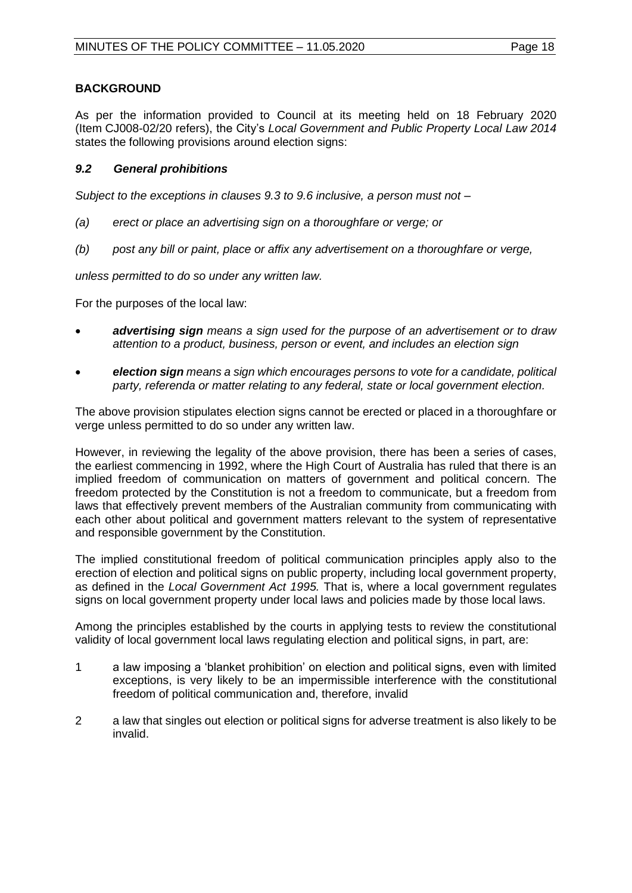## BACKGROUND

As per the information provided to Council at its meeting held on 18 February 2020 (Item CJ008-02/20 refers), the City's *Local Government and Public Property Local Law 2014* states the following provisions around election signs:

### *9.2 General prohibitions*

*Subject to the exceptions in clauses 9.3 to 9.6 inclusive, a person must not –*

*(a) erect or place an advertising sign on a thoroughfare or verge; or*

*(b) post any bill or paint, place or affix any advertisement on a thoroughfare or verge,*

*unless permitted to do so under any written law.*

For the purposes of the local law:

- ***advertising sign*** *means a sign used for the purpose of an advertisement or to draw attention to a product, business, person or event, and includes an election sign*
- ***election sign*** *means a sign which encourages persons to vote for a candidate, political party, referenda or matter relating to any federal, state or local government election.*

The above provision stipulates election signs cannot be erected or placed in a thoroughfare or verge unless permitted to do so under any written law.

However, in reviewing the legality of the above provision, there has been a series of cases, the earliest commencing in 1992, where the High Court of Australia has ruled that there is an implied freedom of communication on matters of government and political concern. The freedom protected by the Constitution is not a freedom to communicate, but a freedom from laws that effectively prevent members of the Australian community from communicating with each other about political and government matters relevant to the system of representative and responsible government by the Constitution.

The implied constitutional freedom of political communication principles apply also to the erection of election and political signs on public property, including local government property, as defined in the *Local Government Act 1995.* That is, where a local government regulates signs on local government property under local laws and policies made by those local laws.

Among the principles established by the courts in applying tests to review the constitutional validity of local government local laws regulating election and political signs, in part, are:

1. a law imposing a 'blanket prohibition' on election and political signs, even with limited exceptions, is very likely to be an impermissible interference with the constitutional freedom of political communication and, therefore, invalid
2. a law that singles out election or political signs for adverse treatment is also likely to be invalid.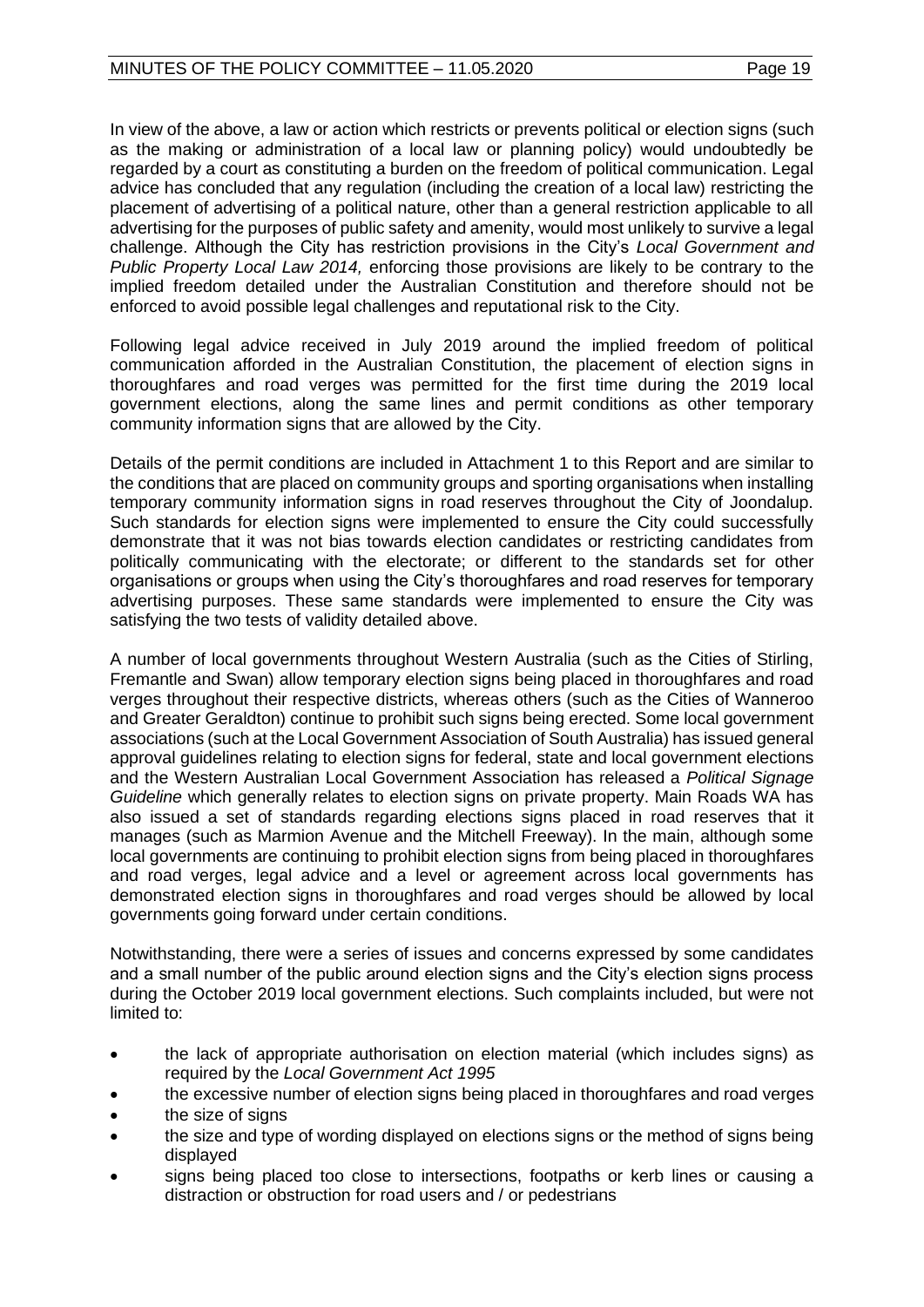In view of the above, a law or action which restricts or prevents political or election signs (such as the making or administration of a local law or planning policy) would undoubtedly be regarded by a court as constituting a burden on the freedom of political communication. Legal advice has concluded that any regulation (including the creation of a local law) restricting the placement of advertising of a political nature, other than a general restriction applicable to all advertising for the purposes of public safety and amenity, would most unlikely to survive a legal challenge. Although the City has restriction provisions in the City's *Local Government and Public Property Local Law 2014,* enforcing those provisions are likely to be contrary to the implied freedom detailed under the Australian Constitution and therefore should not be enforced to avoid possible legal challenges and reputational risk to the City.

Following legal advice received in July 2019 around the implied freedom of political communication afforded in the Australian Constitution, the placement of election signs in thoroughfares and road verges was permitted for the first time during the 2019 local government elections, along the same lines and permit conditions as other temporary community information signs that are allowed by the City.

Details of the permit conditions are included in Attachment 1 to this Report and are similar to the conditions that are placed on community groups and sporting organisations when installing temporary community information signs in road reserves throughout the City of Joondalup. Such standards for election signs were implemented to ensure the City could successfully demonstrate that it was not bias towards election candidates or restricting candidates from politically communicating with the electorate; or different to the standards set for other organisations or groups when using the City's thoroughfares and road reserves for temporary advertising purposes. These same standards were implemented to ensure the City was satisfying the two tests of validity detailed above.

A number of local governments throughout Western Australia (such as the Cities of Stirling, Fremantle and Swan) allow temporary election signs being placed in thoroughfares and road verges throughout their respective districts, whereas others (such as the Cities of Wanneroo and Greater Geraldton) continue to prohibit such signs being erected. Some local government associations (such at the Local Government Association of South Australia) has issued general approval guidelines relating to election signs for federal, state and local government elections and the Western Australian Local Government Association has released a *Political Signage Guideline* which generally relates to election signs on private property. Main Roads WA has also issued a set of standards regarding elections signs placed in road reserves that it manages (such as Marmion Avenue and the Mitchell Freeway). In the main, although some local governments are continuing to prohibit election signs from being placed in thoroughfares and road verges, legal advice and a level or agreement across local governments has demonstrated election signs in thoroughfares and road verges should be allowed by local governments going forward under certain conditions.

Notwithstanding, there were a series of issues and concerns expressed by some candidates and a small number of the public around election signs and the City's election signs process during the October 2019 local government elections. Such complaints included, but were not limited to:

- the lack of appropriate authorisation on election material (which includes signs) as required by the *Local Government Act 1995*
- the excessive number of election signs being placed in thoroughfares and road verges
- the size of signs
- the size and type of wording displayed on elections signs or the method of signs being displayed
- signs being placed too close to intersections, footpaths or kerb lines or causing a distraction or obstruction for road users and / or pedestrians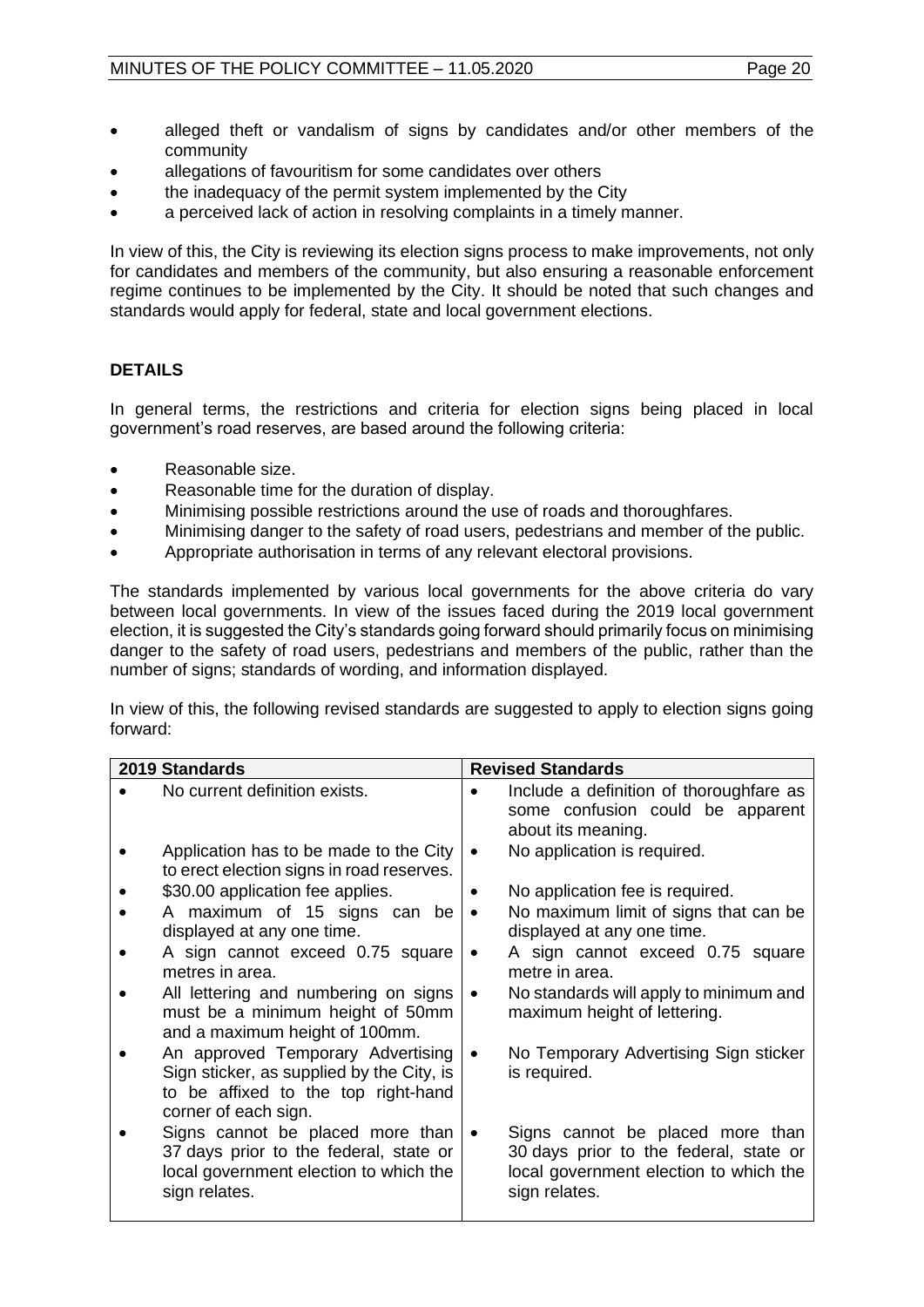- alleged theft or vandalism of signs by candidates and/or other members of the community
- allegations of favouritism for some candidates over others
- the inadequacy of the permit system implemented by the City
- a perceived lack of action in resolving complaints in a timely manner.

In view of this, the City is reviewing its election signs process to make improvements, not only for candidates and members of the community, but also ensuring a reasonable enforcement regime continues to be implemented by the City. It should be noted that such changes and standards would apply for federal, state and local government elections.

## DETAILS

In general terms, the restrictions and criteria for election signs being placed in local government's road reserves, are based around the following criteria:

- Reasonable size.
- Reasonable time for the duration of display.
- Minimising possible restrictions around the use of roads and thoroughfares.
- Minimising danger to the safety of road users, pedestrians and member of the public.
- Appropriate authorisation in terms of any relevant electoral provisions.

The standards implemented by various local governments for the above criteria do vary between local governments. In view of the issues faced during the 2019 local government election, it is suggested the City's standards going forward should primarily focus on minimising danger to the safety of road users, pedestrians and members of the public, rather than the number of signs; standards of wording, and information displayed.

In view of this, the following revised standards are suggested to apply to election signs going forward:

| 2019 Standards | Revised Standards |
|---|---|
| • No current definition exists. | • Include a definition of thoroughfare as some confusion could be apparent about its meaning. |
| • Application has to be made to the City to erect election signs in road reserves. | • No application is required. |
| • $30.00 application fee applies. | • No application fee is required. |
| • A maximum of 15 signs can be displayed at any one time. | • No maximum limit of signs that can be displayed at any one time. |
| • A sign cannot exceed 0.75 square metres in area. | • A sign cannot exceed 0.75 square metre in area. |
| • All lettering and numbering on signs must be a minimum height of 50mm and a maximum height of 100mm. | • No standards will apply to minimum and maximum height of lettering. |
| • An approved Temporary Advertising Sign sticker, as supplied by the City, is to be affixed to the top right-hand corner of each sign. | • No Temporary Advertising Sign sticker is required. |
| • Signs cannot be placed more than 37 days prior to the federal, state or local government election to which the sign relates. | • Signs cannot be placed more than 30 days prior to the federal, state or local government election to which the sign relates. |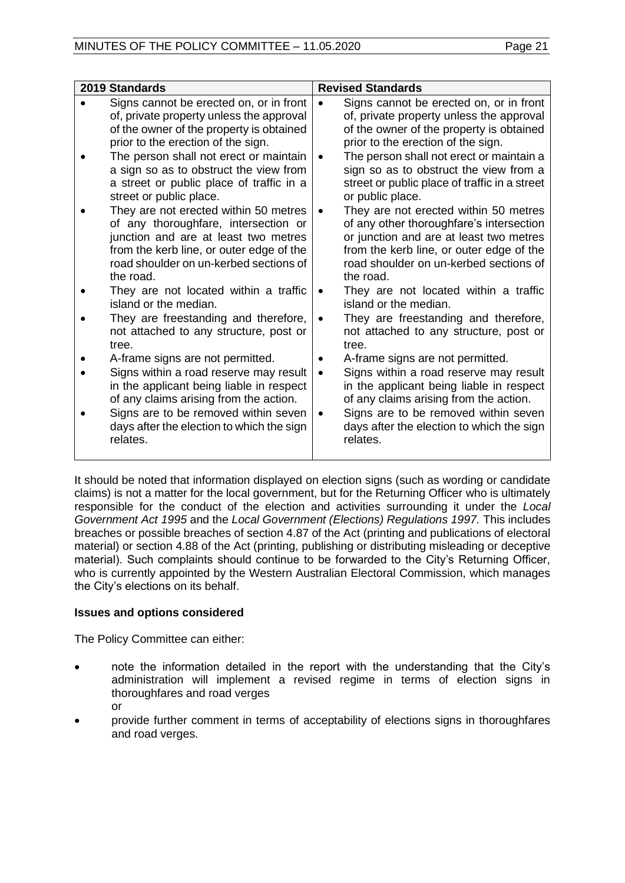| 2019 Standards | Revised Standards |
| --- | --- |
| • Signs cannot be erected on, or in front of, private property unless the approval of the owner of the property is obtained prior to the erection of the sign.<br>• The person shall not erect or maintain a sign so as to obstruct the view from a street or public place of traffic in a street or public place.<br>• They are not erected within 50 metres of any thoroughfare, intersection or junction and are at least two metres from the kerb line, or outer edge of the road shoulder on un-kerbed sections of the road.<br>• They are not located within a traffic island or the median.<br>• They are freestanding and therefore, not attached to any structure, post or tree.<br>• A-frame signs are not permitted.<br>• Signs within a road reserve may result in the applicant being liable in respect of any claims arising from the action.<br>• Signs are to be removed within seven days after the election to which the sign relates. | • Signs cannot be erected on, or in front of, private property unless the approval of the owner of the property is obtained prior to the erection of the sign.<br>• The person shall not erect or maintain a sign so as to obstruct the view from a street or public place of traffic in a street or public place.<br>• They are not erected within 50 metres of any other thoroughfare's intersection or junction and are at least two metres from the kerb line, or outer edge of the road shoulder on un-kerbed sections of the road.<br>• They are not located within a traffic island or the median.<br>• They are freestanding and therefore, not attached to any structure, post or tree.<br>• A-frame signs are not permitted.<br>• Signs within a road reserve may result in the applicant being liable in respect of any claims arising from the action.<br>• Signs are to be removed within seven days after the election to which the sign relates. |

It should be noted that information displayed on election signs (such as wording or candidate claims) is not a matter for the local government, but for the Returning Officer who is ultimately responsible for the conduct of the election and activities surrounding it under the *Local Government Act 1995* and the *Local Government (Elections) Regulations 1997.* This includes breaches or possible breaches of section 4.87 of the Act (printing and publications of electoral material) or section 4.88 of the Act (printing, publishing or distributing misleading or deceptive material). Such complaints should continue to be forwarded to the City's Returning Officer, who is currently appointed by the Western Australian Electoral Commission, which manages the City's elections on its behalf.

**Issues and options considered**

The Policy Committee can either:

- note the information detailed in the report with the understanding that the City's administration will implement a revised regime in terms of election signs in thoroughfares and road verges
  or
- provide further comment in terms of acceptability of elections signs in thoroughfares and road verges.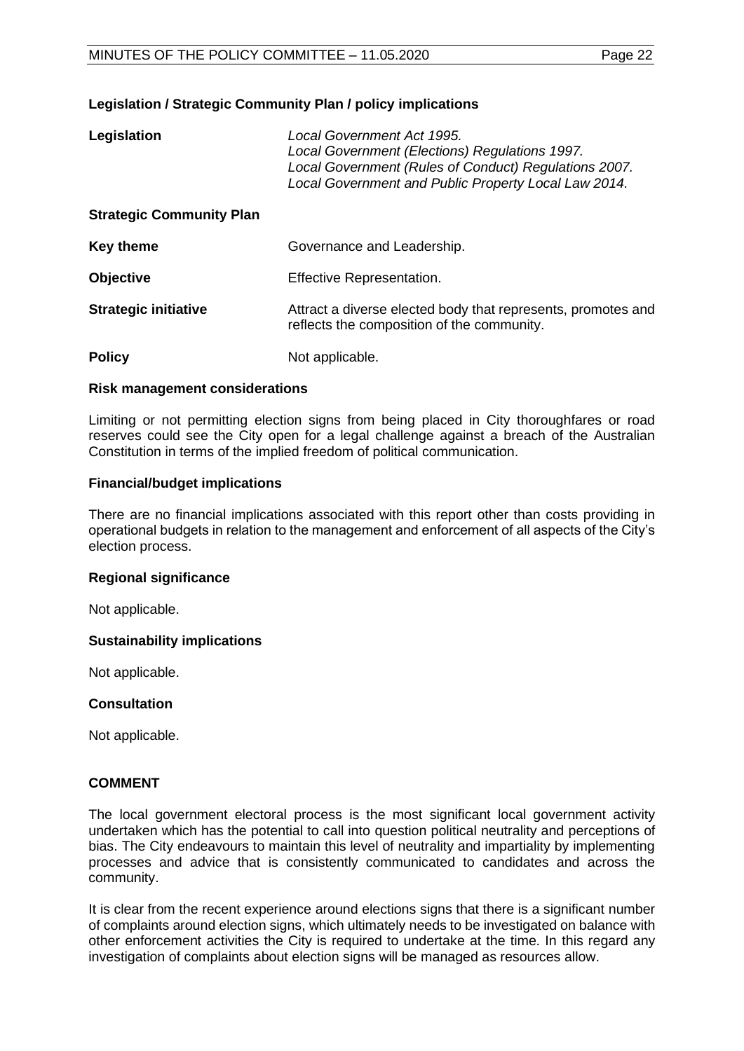**Legislation / Strategic Community Plan / policy implications**

| | |
|---|---|
| **Legislation** | *Local Government Act 1995.*<br>*Local Government (Elections) Regulations 1997.*<br>*Local Government (Rules of Conduct) Regulations 2007.*<br>*Local Government and Public Property Local Law 2014.* |
| **Strategic Community Plan** | |
| **Key theme** | Governance and Leadership. |
| **Objective** | Effective Representation. |
| **Strategic initiative** | Attract a diverse elected body that represents, promotes and reflects the composition of the community. |
| **Policy** | Not applicable. |

**Risk management considerations**

Limiting or not permitting election signs from being placed in City thoroughfares or road reserves could see the City open for a legal challenge against a breach of the Australian Constitution in terms of the implied freedom of political communication.

**Financial/budget implications**

There are no financial implications associated with this report other than costs providing in operational budgets in relation to the management and enforcement of all aspects of the City's election process.

**Regional significance**

Not applicable.

**Sustainability implications**

Not applicable.

**Consultation**

Not applicable.

**COMMENT**

The local government electoral process is the most significant local government activity undertaken which has the potential to call into question political neutrality and perceptions of bias. The City endeavours to maintain this level of neutrality and impartiality by implementing processes and advice that is consistently communicated to candidates and across the community.

It is clear from the recent experience around elections signs that there is a significant number of complaints around election signs, which ultimately needs to be investigated on balance with other enforcement activities the City is required to undertake at the time. In this regard any investigation of complaints about election signs will be managed as resources allow.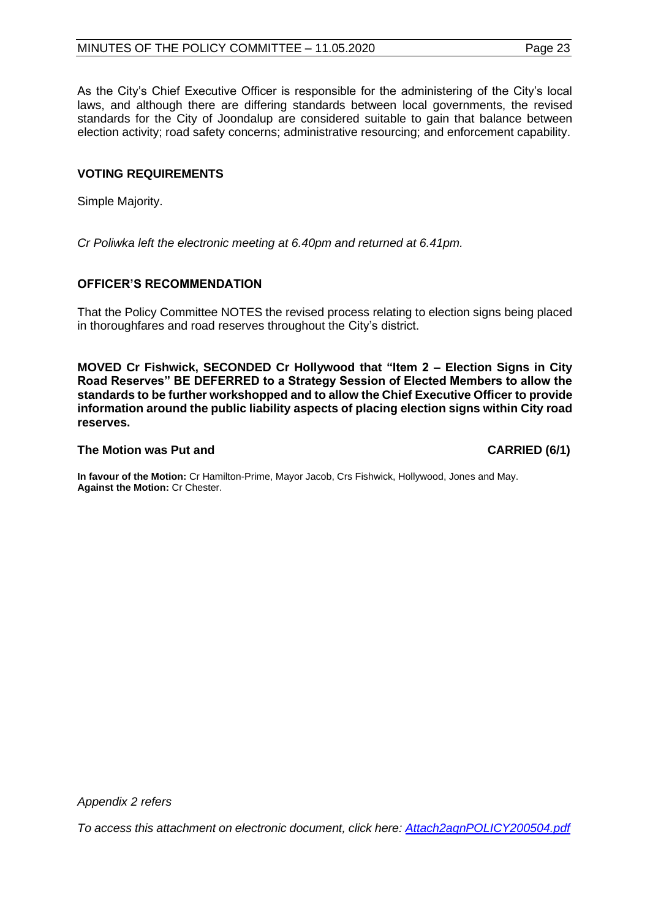As the City's Chief Executive Officer is responsible for the administering of the City's local laws, and although there are differing standards between local governments, the revised standards for the City of Joondalup are considered suitable to gain that balance between election activity; road safety concerns; administrative resourcing; and enforcement capability.

## VOTING REQUIREMENTS

Simple Majority.

*Cr Poliwka left the electronic meeting at 6.40pm and returned at 6.41pm.*

## OFFICER'S RECOMMENDATION

That the Policy Committee NOTES the revised process relating to election signs being placed in thoroughfares and road reserves throughout the City's district.

**MOVED Cr Fishwick, SECONDED Cr Hollywood that "Item 2 – Election Signs in City Road Reserves" BE DEFERRED to a Strategy Session of Elected Members to allow the standards to be further workshopped and to allow the Chief Executive Officer to provide information around the public liability aspects of placing election signs within City road reserves.**

**The Motion was Put and CARRIED (6/1)**

**In favour of the Motion:** Cr Hamilton-Prime, Mayor Jacob, Crs Fishwick, Hollywood, Jones and May.
**Against the Motion:** Cr Chester.

*Appendix 2 refers*

*To access this attachment on electronic document, click here: [Attach2agnPOLICY200504.pdf](Attach2agnPOLICY200504.pdf)*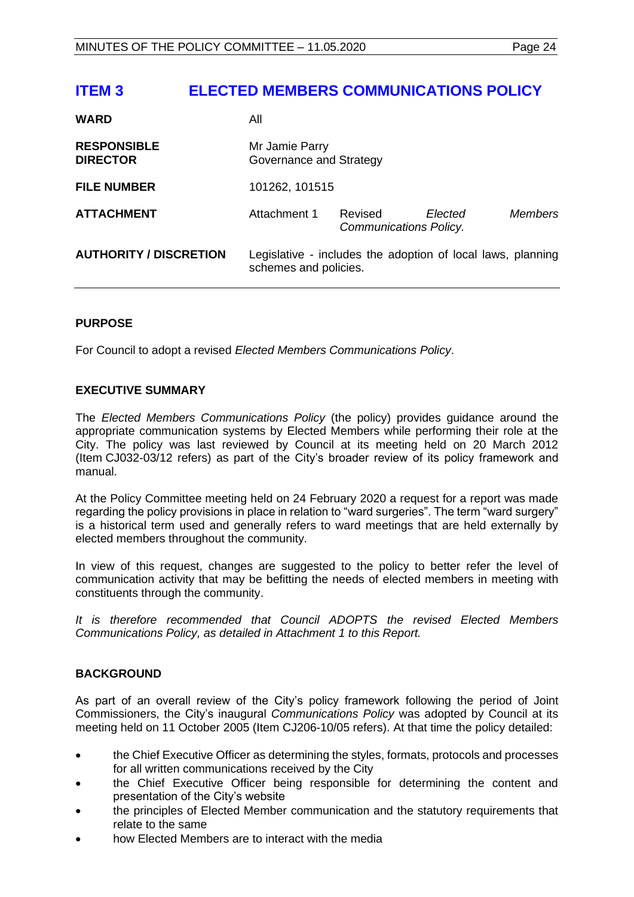# ITEM 3 ELECTED MEMBERS COMMUNICATIONS POLICY

| | |
|---|---|
| **WARD** | All |
| **RESPONSIBLE DIRECTOR** | Mr Jamie Parry<br>Governance and Strategy |
| **FILE NUMBER** | 101262, 101515 |
| **ATTACHMENT** | Attachment 1 Revised *Elected Members Communications Policy.* |
| **AUTHORITY / DISCRETION** | Legislative - includes the adoption of local laws, planning schemes and policies. |

## PURPOSE

For Council to adopt a revised *Elected Members Communications Policy*.

## EXECUTIVE SUMMARY

The *Elected Members Communications Policy* (the policy) provides guidance around the appropriate communication systems by Elected Members while performing their role at the City. The policy was last reviewed by Council at its meeting held on 20 March 2012 (Item CJ032-03/12 refers) as part of the City's broader review of its policy framework and manual.

At the Policy Committee meeting held on 24 February 2020 a request for a report was made regarding the policy provisions in place in relation to "ward surgeries". The term "ward surgery" is a historical term used and generally refers to ward meetings that are held externally by elected members throughout the community.

In view of this request, changes are suggested to the policy to better refer the level of communication activity that may be befitting the needs of elected members in meeting with constituents through the community.

*It is therefore recommended that Council ADOPTS the revised Elected Members Communications Policy, as detailed in Attachment 1 to this Report.*

## BACKGROUND

As part of an overall review of the City's policy framework following the period of Joint Commissioners, the City's inaugural *Communications Policy* was adopted by Council at its meeting held on 11 October 2005 (Item CJ206-10/05 refers). At that time the policy detailed:

- the Chief Executive Officer as determining the styles, formats, protocols and processes for all written communications received by the City
- the Chief Executive Officer being responsible for determining the content and presentation of the City's website
- the principles of Elected Member communication and the statutory requirements that relate to the same
- how Elected Members are to interact with the media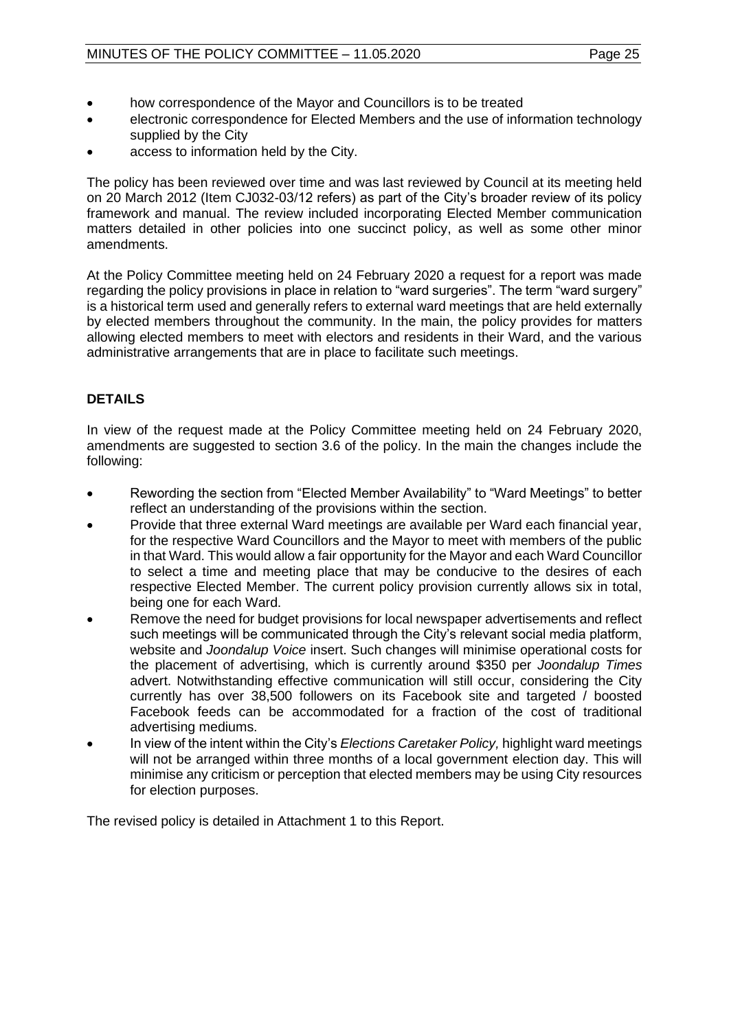- how correspondence of the Mayor and Councillors is to be treated
- electronic correspondence for Elected Members and the use of information technology supplied by the City
- access to information held by the City.

The policy has been reviewed over time and was last reviewed by Council at its meeting held on 20 March 2012 (Item CJ032-03/12 refers) as part of the City's broader review of its policy framework and manual. The review included incorporating Elected Member communication matters detailed in other policies into one succinct policy, as well as some other minor amendments.

At the Policy Committee meeting held on 24 February 2020 a request for a report was made regarding the policy provisions in place in relation to "ward surgeries". The term "ward surgery" is a historical term used and generally refers to external ward meetings that are held externally by elected members throughout the community. In the main, the policy provides for matters allowing elected members to meet with electors and residents in their Ward, and the various administrative arrangements that are in place to facilitate such meetings.

## DETAILS

In view of the request made at the Policy Committee meeting held on 24 February 2020, amendments are suggested to section 3.6 of the policy. In the main the changes include the following:

- Rewording the section from "Elected Member Availability" to "Ward Meetings" to better reflect an understanding of the provisions within the section.
- Provide that three external Ward meetings are available per Ward each financial year, for the respective Ward Councillors and the Mayor to meet with members of the public in that Ward. This would allow a fair opportunity for the Mayor and each Ward Councillor to select a time and meeting place that may be conducive to the desires of each respective Elected Member. The current policy provision currently allows six in total, being one for each Ward.
- Remove the need for budget provisions for local newspaper advertisements and reflect such meetings will be communicated through the City's relevant social media platform, website and *Joondalup Voice* insert. Such changes will minimise operational costs for the placement of advertising, which is currently around $350 per *Joondalup Times* advert. Notwithstanding effective communication will still occur, considering the City currently has over 38,500 followers on its Facebook site and targeted / boosted Facebook feeds can be accommodated for a fraction of the cost of traditional advertising mediums.
- In view of the intent within the City's *Elections Caretaker Policy,* highlight ward meetings will not be arranged within three months of a local government election day. This will minimise any criticism or perception that elected members may be using City resources for election purposes.

The revised policy is detailed in Attachment 1 to this Report.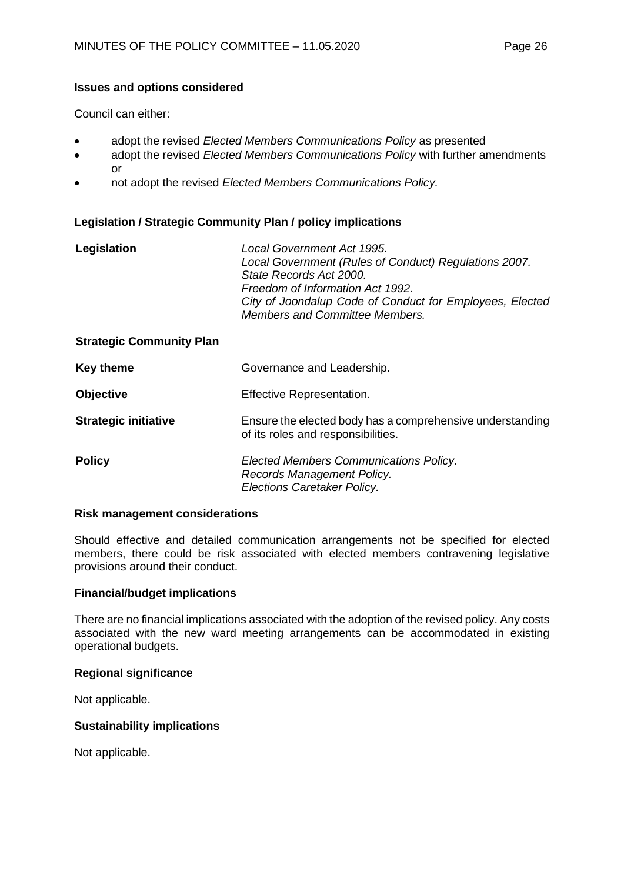**Issues and options considered**

Council can either:

- adopt the revised *Elected Members Communications Policy* as presented
- adopt the revised *Elected Members Communications Policy* with further amendments or
- not adopt the revised *Elected Members Communications Policy.*

**Legislation / Strategic Community Plan / policy implications**

| | |
|---|---|
| **Legislation** | *Local Government Act 1995.*<br>*Local Government (Rules of Conduct) Regulations 2007.*<br>*State Records Act 2000.*<br>*Freedom of Information Act 1992.*<br>*City of Joondalup Code of Conduct for Employees, Elected Members and Committee Members.* |
| **Strategic Community Plan** | |
| **Key theme** | Governance and Leadership. |
| **Objective** | Effective Representation. |
| **Strategic initiative** | Ensure the elected body has a comprehensive understanding of its roles and responsibilities. |
| **Policy** | *Elected Members Communications Policy*.<br>*Records Management Policy.*<br>*Elections Caretaker Policy.* |

**Risk management considerations**

Should effective and detailed communication arrangements not be specified for elected members, there could be risk associated with elected members contravening legislative provisions around their conduct.

**Financial/budget implications**

There are no financial implications associated with the adoption of the revised policy. Any costs associated with the new ward meeting arrangements can be accommodated in existing operational budgets.

**Regional significance**

Not applicable.

**Sustainability implications**

Not applicable.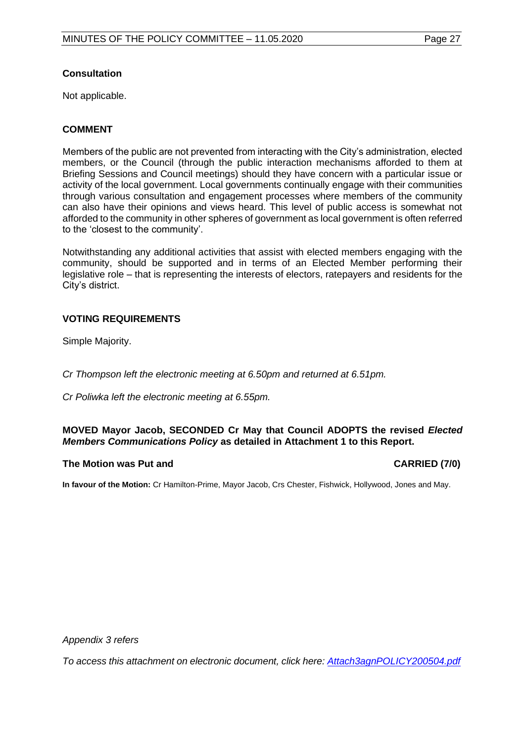### Consultation

Not applicable.

### COMMENT

Members of the public are not prevented from interacting with the City's administration, elected members, or the Council (through the public interaction mechanisms afforded to them at Briefing Sessions and Council meetings) should they have concern with a particular issue or activity of the local government. Local governments continually engage with their communities through various consultation and engagement processes where members of the community can also have their opinions and views heard. This level of public access is somewhat not afforded to the community in other spheres of government as local government is often referred to the 'closest to the community'.

Notwithstanding any additional activities that assist with elected members engaging with the community, should be supported and in terms of an Elected Member performing their legislative role – that is representing the interests of electors, ratepayers and residents for the City's district.

### VOTING REQUIREMENTS

Simple Majority.

*Cr Thompson left the electronic meeting at 6.50pm and returned at 6.51pm.*

*Cr Poliwka left the electronic meeting at 6.55pm.*

**MOVED Mayor Jacob, SECONDED Cr May that Council ADOPTS the revised *Elected Members Communications Policy* as detailed in Attachment 1 to this Report.**

**The Motion was Put and CARRIED (7/0)**

**In favour of the Motion:** Cr Hamilton-Prime, Mayor Jacob, Crs Chester, Fishwick, Hollywood, Jones and May.

*Appendix 3 refers*

*To access this attachment on electronic document, click here: [Attach3agnPOLICY200504.pdf](Attach3agnPOLICY200504.pdf)*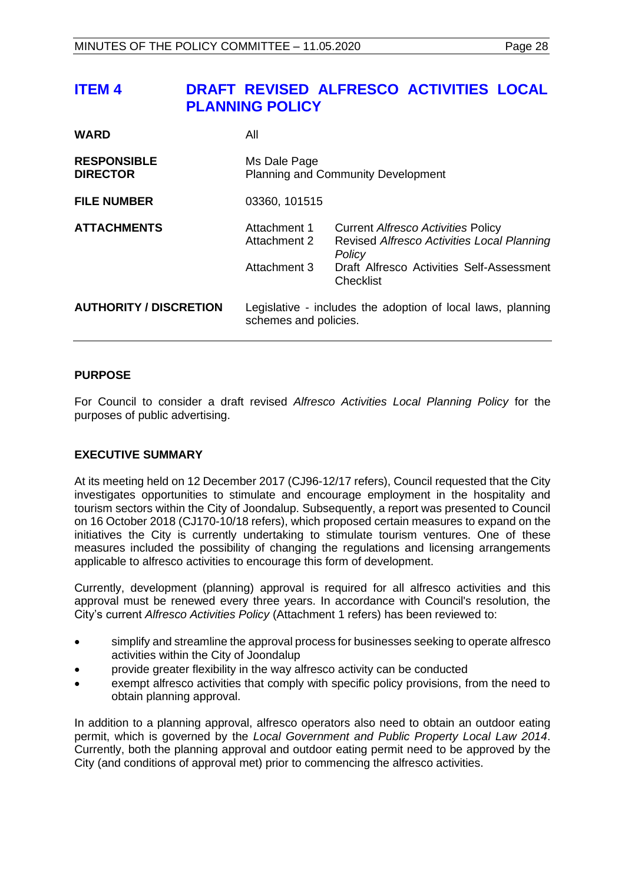## ITEM 4 DRAFT REVISED ALFRESCO ACTIVITIES LOCAL PLANNING POLICY

| | | |
|---|---|---|
| **WARD** | All | |
| **RESPONSIBLE DIRECTOR** | Ms Dale Page<br>Planning and Community Development | |
| **FILE NUMBER** | 03360, 101515 | |
| **ATTACHMENTS** | Attachment 1 | Current *Alfresco Activities* Policy |
| | Attachment 2 | Revised *Alfresco Activities Local Planning Policy* |
| | Attachment 3 | Draft Alfresco Activities Self-Assessment Checklist |
| **AUTHORITY / DISCRETION** | Legislative - includes the adoption of local laws, planning schemes and policies. | |

### PURPOSE

For Council to consider a draft revised *Alfresco Activities Local Planning Policy* for the purposes of public advertising.

### EXECUTIVE SUMMARY

At its meeting held on 12 December 2017 (CJ96-12/17 refers), Council requested that the City investigates opportunities to stimulate and encourage employment in the hospitality and tourism sectors within the City of Joondalup. Subsequently, a report was presented to Council on 16 October 2018 (CJ170-10/18 refers), which proposed certain measures to expand on the initiatives the City is currently undertaking to stimulate tourism ventures. One of these measures included the possibility of changing the regulations and licensing arrangements applicable to alfresco activities to encourage this form of development.

Currently, development (planning) approval is required for all alfresco activities and this approval must be renewed every three years. In accordance with Council's resolution, the City's current *Alfresco Activities Policy* (Attachment 1 refers) has been reviewed to:

- simplify and streamline the approval process for businesses seeking to operate alfresco activities within the City of Joondalup
- provide greater flexibility in the way alfresco activity can be conducted
- exempt alfresco activities that comply with specific policy provisions, from the need to obtain planning approval.

In addition to a planning approval, alfresco operators also need to obtain an outdoor eating permit, which is governed by the *Local Government and Public Property Local Law 2014*. Currently, both the planning approval and outdoor eating permit need to be approved by the City (and conditions of approval met) prior to commencing the alfresco activities.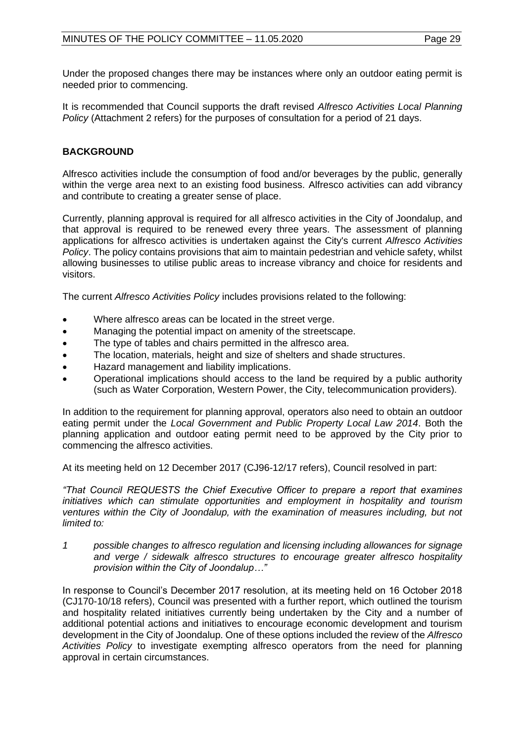Under the proposed changes there may be instances where only an outdoor eating permit is needed prior to commencing.

It is recommended that Council supports the draft revised *Alfresco Activities Local Planning Policy* (Attachment 2 refers) for the purposes of consultation for a period of 21 days.

## BACKGROUND

Alfresco activities include the consumption of food and/or beverages by the public, generally within the verge area next to an existing food business. Alfresco activities can add vibrancy and contribute to creating a greater sense of place.

Currently, planning approval is required for all alfresco activities in the City of Joondalup, and that approval is required to be renewed every three years. The assessment of planning applications for alfresco activities is undertaken against the City's current *Alfresco Activities Policy*. The policy contains provisions that aim to maintain pedestrian and vehicle safety, whilst allowing businesses to utilise public areas to increase vibrancy and choice for residents and visitors.

The current *Alfresco Activities Policy* includes provisions related to the following:

- Where alfresco areas can be located in the street verge.
- Managing the potential impact on amenity of the streetscape.
- The type of tables and chairs permitted in the alfresco area.
- The location, materials, height and size of shelters and shade structures.
- Hazard management and liability implications.
- Operational implications should access to the land be required by a public authority (such as Water Corporation, Western Power, the City, telecommunication providers).

In addition to the requirement for planning approval, operators also need to obtain an outdoor eating permit under the *Local Government and Public Property Local Law 2014*. Both the planning application and outdoor eating permit need to be approved by the City prior to commencing the alfresco activities.

At its meeting held on 12 December 2017 (CJ96-12/17 refers), Council resolved in part:

*"That Council REQUESTS the Chief Executive Officer to prepare a report that examines initiatives which can stimulate opportunities and employment in hospitality and tourism ventures within the City of Joondalup, with the examination of measures including, but not limited to:*

*1 possible changes to alfresco regulation and licensing including allowances for signage and verge / sidewalk alfresco structures to encourage greater alfresco hospitality provision within the City of Joondalup…"*

In response to Council's December 2017 resolution, at its meeting held on 16 October 2018 (CJ170-10/18 refers), Council was presented with a further report, which outlined the tourism and hospitality related initiatives currently being undertaken by the City and a number of additional potential actions and initiatives to encourage economic development and tourism development in the City of Joondalup. One of these options included the review of the *Alfresco Activities Policy* to investigate exempting alfresco operators from the need for planning approval in certain circumstances.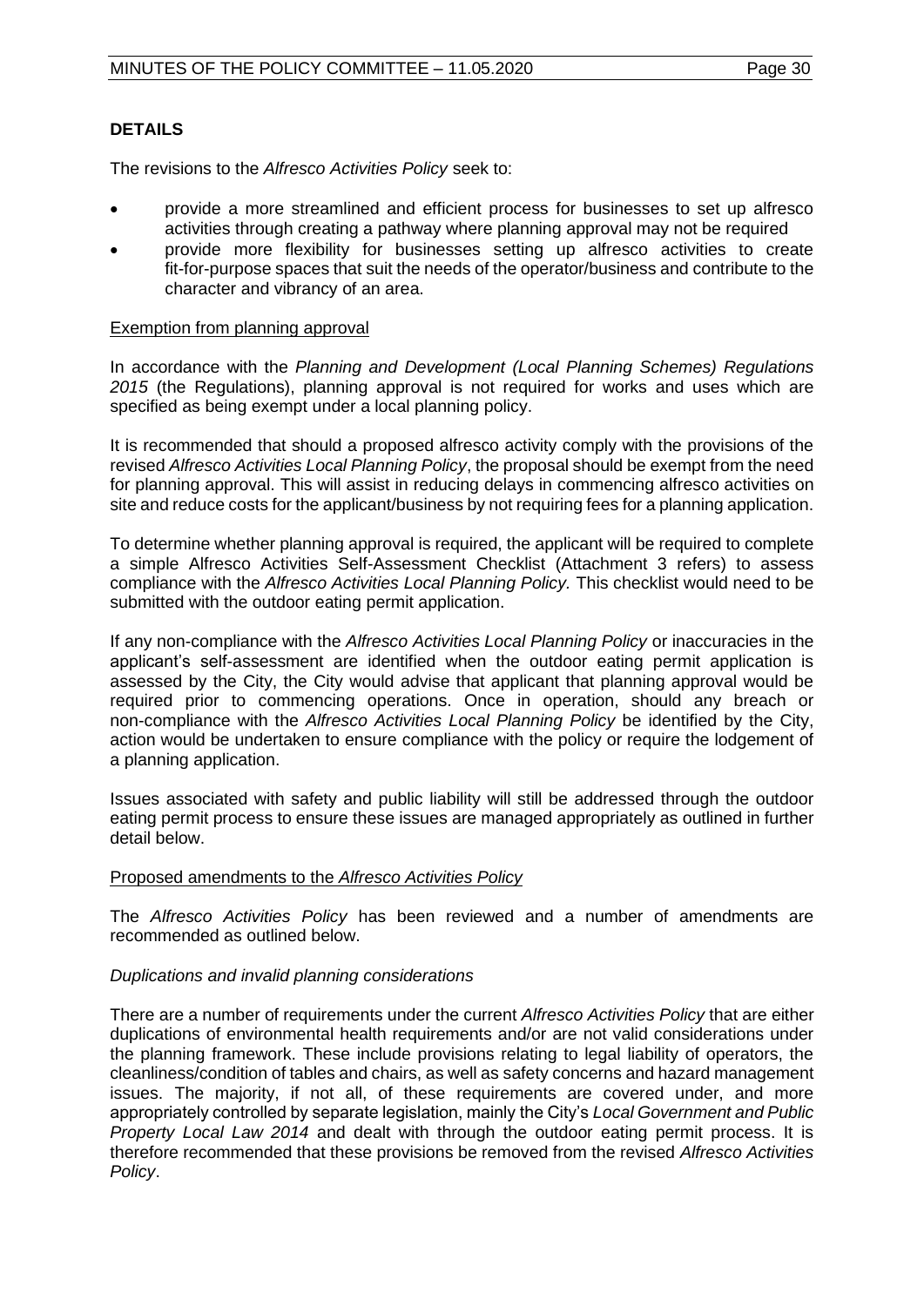## DETAILS

The revisions to the *Alfresco Activities Policy* seek to:

- provide a more streamlined and efficient process for businesses to set up alfresco activities through creating a pathway where planning approval may not be required
- provide more flexibility for businesses setting up alfresco activities to create fit-for-purpose spaces that suit the needs of the operator/business and contribute to the character and vibrancy of an area.

### Exemption from planning approval

In accordance with the *Planning and Development (Local Planning Schemes) Regulations 2015* (the Regulations), planning approval is not required for works and uses which are specified as being exempt under a local planning policy.

It is recommended that should a proposed alfresco activity comply with the provisions of the revised *Alfresco Activities Local Planning Policy*, the proposal should be exempt from the need for planning approval. This will assist in reducing delays in commencing alfresco activities on site and reduce costs for the applicant/business by not requiring fees for a planning application.

To determine whether planning approval is required, the applicant will be required to complete a simple Alfresco Activities Self-Assessment Checklist (Attachment 3 refers) to assess compliance with the *Alfresco Activities Local Planning Policy.* This checklist would need to be submitted with the outdoor eating permit application.

If any non-compliance with the *Alfresco Activities Local Planning Policy* or inaccuracies in the applicant's self-assessment are identified when the outdoor eating permit application is assessed by the City, the City would advise that applicant that planning approval would be required prior to commencing operations. Once in operation, should any breach or non-compliance with the *Alfresco Activities Local Planning Policy* be identified by the City, action would be undertaken to ensure compliance with the policy or require the lodgement of a planning application.

Issues associated with safety and public liability will still be addressed through the outdoor eating permit process to ensure these issues are managed appropriately as outlined in further detail below.

### Proposed amendments to the *Alfresco Activities Policy*

The *Alfresco Activities Policy* has been reviewed and a number of amendments are recommended as outlined below.

#### *Duplications and invalid planning considerations*

There are a number of requirements under the current *Alfresco Activities Policy* that are either duplications of environmental health requirements and/or are not valid considerations under the planning framework. These include provisions relating to legal liability of operators, the cleanliness/condition of tables and chairs, as well as safety concerns and hazard management issues. The majority, if not all, of these requirements are covered under, and more appropriately controlled by separate legislation, mainly the City's *Local Government and Public Property Local Law 2014* and dealt with through the outdoor eating permit process. It is therefore recommended that these provisions be removed from the revised *Alfresco Activities Policy*.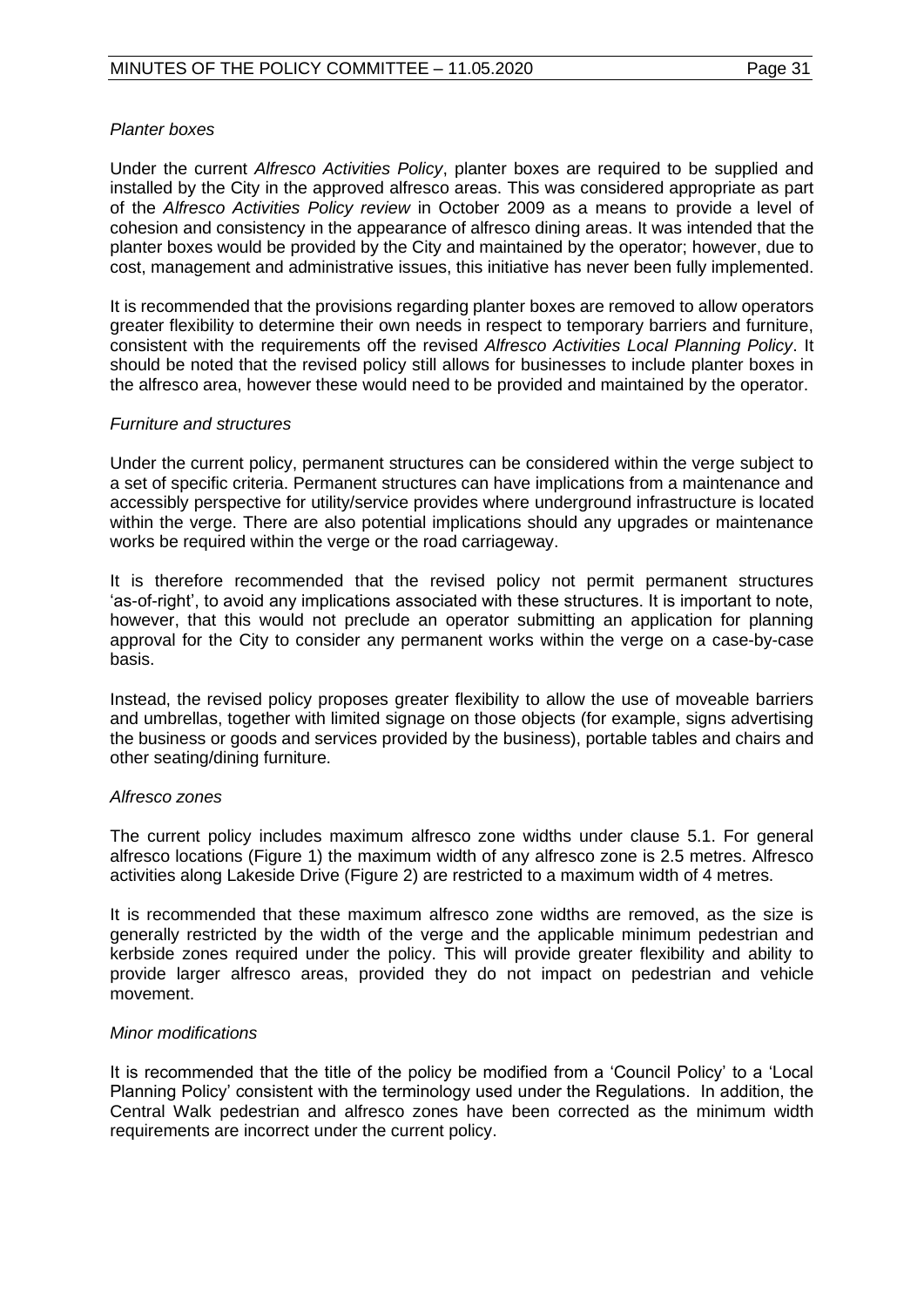*Planter boxes*

Under the current *Alfresco Activities Policy*, planter boxes are required to be supplied and installed by the City in the approved alfresco areas. This was considered appropriate as part of the *Alfresco Activities Policy review* in October 2009 as a means to provide a level of cohesion and consistency in the appearance of alfresco dining areas. It was intended that the planter boxes would be provided by the City and maintained by the operator; however, due to cost, management and administrative issues, this initiative has never been fully implemented.

It is recommended that the provisions regarding planter boxes are removed to allow operators greater flexibility to determine their own needs in respect to temporary barriers and furniture, consistent with the requirements off the revised *Alfresco Activities Local Planning Policy*. It should be noted that the revised policy still allows for businesses to include planter boxes in the alfresco area, however these would need to be provided and maintained by the operator.

*Furniture and structures*

Under the current policy, permanent structures can be considered within the verge subject to a set of specific criteria. Permanent structures can have implications from a maintenance and accessibly perspective for utility/service provides where underground infrastructure is located within the verge. There are also potential implications should any upgrades or maintenance works be required within the verge or the road carriageway.

It is therefore recommended that the revised policy not permit permanent structures 'as-of-right', to avoid any implications associated with these structures. It is important to note, however, that this would not preclude an operator submitting an application for planning approval for the City to consider any permanent works within the verge on a case-by-case basis.

Instead, the revised policy proposes greater flexibility to allow the use of moveable barriers and umbrellas, together with limited signage on those objects (for example, signs advertising the business or goods and services provided by the business), portable tables and chairs and other seating/dining furniture.

*Alfresco zones*

The current policy includes maximum alfresco zone widths under clause 5.1. For general alfresco locations (Figure 1) the maximum width of any alfresco zone is 2.5 metres. Alfresco activities along Lakeside Drive (Figure 2) are restricted to a maximum width of 4 metres.

It is recommended that these maximum alfresco zone widths are removed, as the size is generally restricted by the width of the verge and the applicable minimum pedestrian and kerbside zones required under the policy. This will provide greater flexibility and ability to provide larger alfresco areas, provided they do not impact on pedestrian and vehicle movement.

*Minor modifications*

It is recommended that the title of the policy be modified from a 'Council Policy' to a 'Local Planning Policy' consistent with the terminology used under the Regulations. In addition, the Central Walk pedestrian and alfresco zones have been corrected as the minimum width requirements are incorrect under the current policy.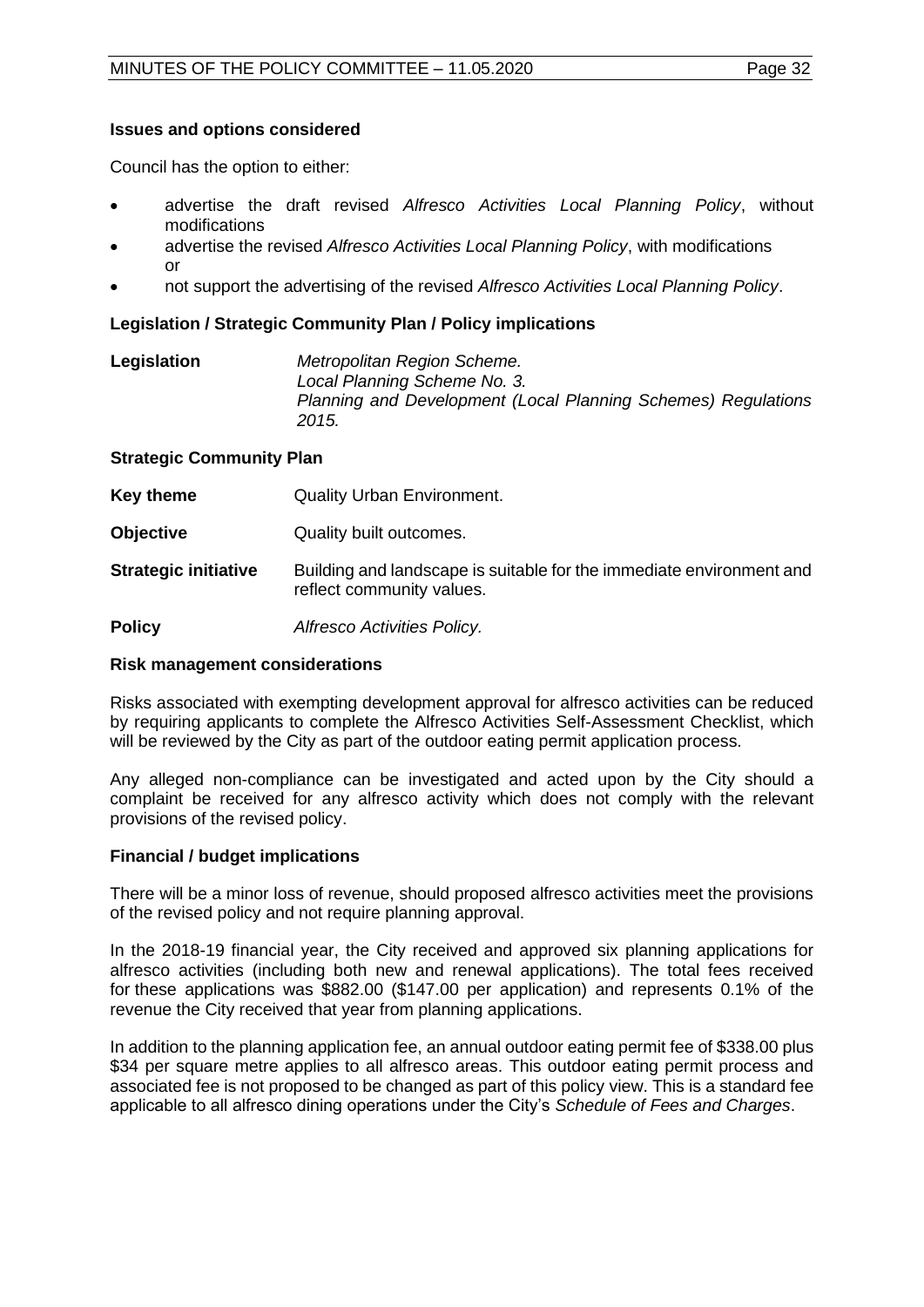**Issues and options considered**

Council has the option to either:

- advertise the draft revised *Alfresco Activities Local Planning Policy*, without modifications
- advertise the revised *Alfresco Activities Local Planning Policy*, with modifications or
- not support the advertising of the revised *Alfresco Activities Local Planning Policy*.

**Legislation / Strategic Community Plan / Policy implications**

| | |
|---|---|
| **Legislation** | *Metropolitan Region Scheme.*<br>*Local Planning Scheme No. 3.*<br>*Planning and Development (Local Planning Schemes) Regulations 2015.* |

**Strategic Community Plan**

| | |
|---|---|
| **Key theme** | Quality Urban Environment. |
| **Objective** | Quality built outcomes. |
| **Strategic initiative** | Building and landscape is suitable for the immediate environment and reflect community values. |
| **Policy** | *Alfresco Activities Policy.* |

**Risk management considerations**

Risks associated with exempting development approval for alfresco activities can be reduced by requiring applicants to complete the Alfresco Activities Self-Assessment Checklist, which will be reviewed by the City as part of the outdoor eating permit application process.

Any alleged non-compliance can be investigated and acted upon by the City should a complaint be received for any alfresco activity which does not comply with the relevant provisions of the revised policy.

**Financial / budget implications**

There will be a minor loss of revenue, should proposed alfresco activities meet the provisions of the revised policy and not require planning approval.

In the 2018-19 financial year, the City received and approved six planning applications for alfresco activities (including both new and renewal applications). The total fees received for these applications was $882.00 ($147.00 per application) and represents 0.1% of the revenue the City received that year from planning applications.

In addition to the planning application fee, an annual outdoor eating permit fee of $338.00 plus $34 per square metre applies to all alfresco areas. This outdoor eating permit process and associated fee is not proposed to be changed as part of this policy view. This is a standard fee applicable to all alfresco dining operations under the City's *Schedule of Fees and Charges*.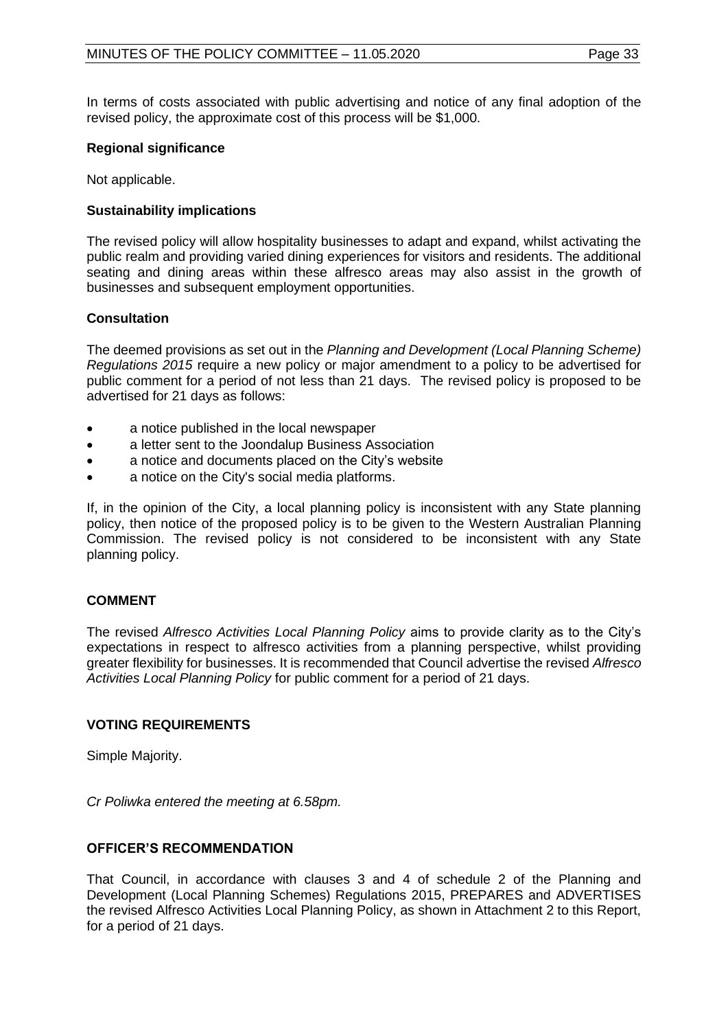In terms of costs associated with public advertising and notice of any final adoption of the revised policy, the approximate cost of this process will be $1,000.

**Regional significance**

Not applicable.

**Sustainability implications**

The revised policy will allow hospitality businesses to adapt and expand, whilst activating the public realm and providing varied dining experiences for visitors and residents. The additional seating and dining areas within these alfresco areas may also assist in the growth of businesses and subsequent employment opportunities.

**Consultation**

The deemed provisions as set out in the *Planning and Development (Local Planning Scheme) Regulations 2015* require a new policy or major amendment to a policy to be advertised for public comment for a period of not less than 21 days. The revised policy is proposed to be advertised for 21 days as follows:

- a notice published in the local newspaper
- a letter sent to the Joondalup Business Association
- a notice and documents placed on the City's website
- a notice on the City's social media platforms.

If, in the opinion of the City, a local planning policy is inconsistent with any State planning policy, then notice of the proposed policy is to be given to the Western Australian Planning Commission. The revised policy is not considered to be inconsistent with any State planning policy.

## COMMENT

The revised *Alfresco Activities Local Planning Policy* aims to provide clarity as to the City's expectations in respect to alfresco activities from a planning perspective, whilst providing greater flexibility for businesses. It is recommended that Council advertise the revised *Alfresco Activities Local Planning Policy* for public comment for a period of 21 days.

## VOTING REQUIREMENTS

Simple Majority.

*Cr Poliwka entered the meeting at 6.58pm.*

## OFFICER'S RECOMMENDATION

That Council, in accordance with clauses 3 and 4 of schedule 2 of the Planning and Development (Local Planning Schemes) Regulations 2015, PREPARES and ADVERTISES the revised Alfresco Activities Local Planning Policy, as shown in Attachment 2 to this Report, for a period of 21 days.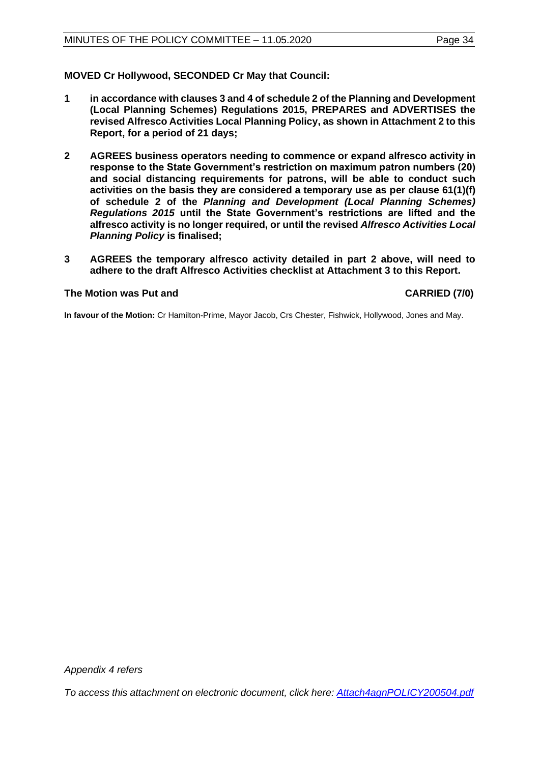**MOVED Cr Hollywood, SECONDED Cr May that Council:**

1. **in accordance with clauses 3 and 4 of schedule 2 of the Planning and Development (Local Planning Schemes) Regulations 2015, PREPARES and ADVERTISES the revised Alfresco Activities Local Planning Policy, as shown in Attachment 2 to this Report, for a period of 21 days;**

2. **AGREES business operators needing to commence or expand alfresco activity in response to the State Government's restriction on maximum patron numbers (20) and social distancing requirements for patrons, will be able to conduct such activities on the basis they are considered a temporary use as per clause 61(1)(f) of schedule 2 of the *Planning and Development (Local Planning Schemes) Regulations 2015* until the State Government's restrictions are lifted and the alfresco activity is no longer required, or until the revised *Alfresco Activities Local Planning Policy* is finalised;**

3. **AGREES the temporary alfresco activity detailed in part 2 above, will need to adhere to the draft Alfresco Activities checklist at Attachment 3 to this Report.**

**The Motion was Put and CARRIED (7/0)**

**In favour of the Motion:** Cr Hamilton-Prime, Mayor Jacob, Crs Chester, Fishwick, Hollywood, Jones and May.

*Appendix 4 refers*

*To access this attachment on electronic document, click here: Attach4agnPOLICY200504.pdf*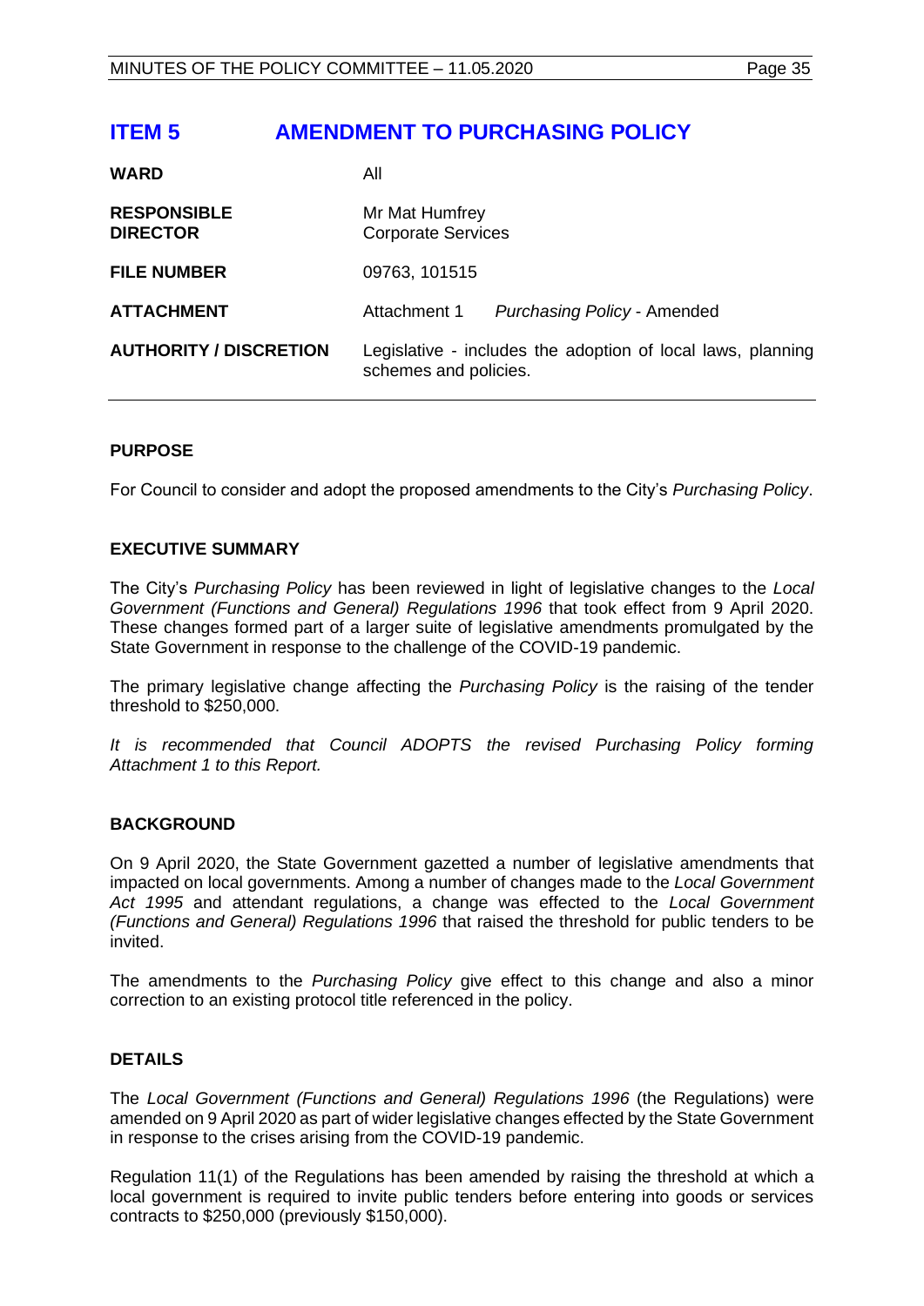# ITEM 5 AMENDMENT TO PURCHASING POLICY

| | |
|---|---|
| **WARD** | All |
| **RESPONSIBLE DIRECTOR** | Mr Mat Humfrey<br>Corporate Services |
| **FILE NUMBER** | 09763, 101515 |
| **ATTACHMENT** | Attachment 1 *Purchasing Policy* - Amended |
| **AUTHORITY / DISCRETION** | Legislative - includes the adoption of local laws, planning schemes and policies. |

## PURPOSE

For Council to consider and adopt the proposed amendments to the City's *Purchasing Policy*.

## EXECUTIVE SUMMARY

The City's *Purchasing Policy* has been reviewed in light of legislative changes to the *Local Government (Functions and General) Regulations 1996* that took effect from 9 April 2020. These changes formed part of a larger suite of legislative amendments promulgated by the State Government in response to the challenge of the COVID-19 pandemic.

The primary legislative change affecting the *Purchasing Policy* is the raising of the tender threshold to $250,000.

*It is recommended that Council ADOPTS the revised Purchasing Policy forming Attachment 1 to this Report.*

## BACKGROUND

On 9 April 2020, the State Government gazetted a number of legislative amendments that impacted on local governments. Among a number of changes made to the *Local Government Act 1995* and attendant regulations, a change was effected to the *Local Government (Functions and General) Regulations 1996* that raised the threshold for public tenders to be invited.

The amendments to the *Purchasing Policy* give effect to this change and also a minor correction to an existing protocol title referenced in the policy.

## DETAILS

The *Local Government (Functions and General) Regulations 1996* (the Regulations) were amended on 9 April 2020 as part of wider legislative changes effected by the State Government in response to the crises arising from the COVID-19 pandemic.

Regulation 11(1) of the Regulations has been amended by raising the threshold at which a local government is required to invite public tenders before entering into goods or services contracts to $250,000 (previously $150,000).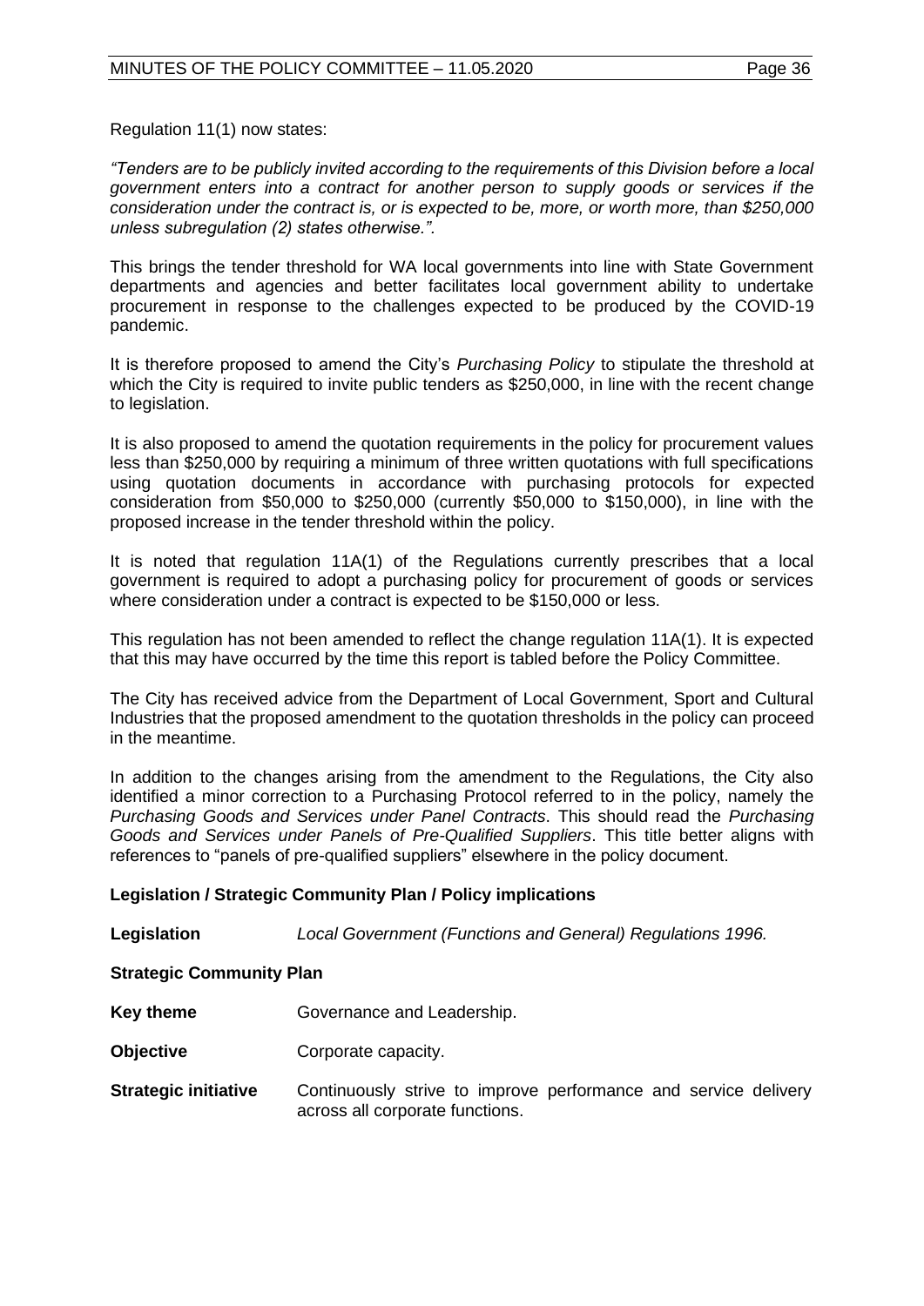Regulation 11(1) now states:

*"Tenders are to be publicly invited according to the requirements of this Division before a local government enters into a contract for another person to supply goods or services if the consideration under the contract is, or is expected to be, more, or worth more, than $250,000 unless subregulation (2) states otherwise."*.

This brings the tender threshold for WA local governments into line with State Government departments and agencies and better facilitates local government ability to undertake procurement in response to the challenges expected to be produced by the COVID-19 pandemic.

It is therefore proposed to amend the City's *Purchasing Policy* to stipulate the threshold at which the City is required to invite public tenders as $250,000, in line with the recent change to legislation.

It is also proposed to amend the quotation requirements in the policy for procurement values less than $250,000 by requiring a minimum of three written quotations with full specifications using quotation documents in accordance with purchasing protocols for expected consideration from $50,000 to $250,000 (currently $50,000 to $150,000), in line with the proposed increase in the tender threshold within the policy.

It is noted that regulation 11A(1) of the Regulations currently prescribes that a local government is required to adopt a purchasing policy for procurement of goods or services where consideration under a contract is expected to be $150,000 or less.

This regulation has not been amended to reflect the change regulation 11A(1). It is expected that this may have occurred by the time this report is tabled before the Policy Committee.

The City has received advice from the Department of Local Government, Sport and Cultural Industries that the proposed amendment to the quotation thresholds in the policy can proceed in the meantime.

In addition to the changes arising from the amendment to the Regulations, the City also identified a minor correction to a Purchasing Protocol referred to in the policy, namely the *Purchasing Goods and Services under Panel Contracts*. This should read the *Purchasing Goods and Services under Panels of Pre-Qualified Suppliers*. This title better aligns with references to "panels of pre-qualified suppliers" elsewhere in the policy document.

**Legislation / Strategic Community Plan / Policy implications**

**Legislation** *Local Government (Functions and General) Regulations 1996.*

**Strategic Community Plan**

**Key theme** Governance and Leadership.

**Objective** Corporate capacity.

**Strategic initiative** Continuously strive to improve performance and service delivery across all corporate functions.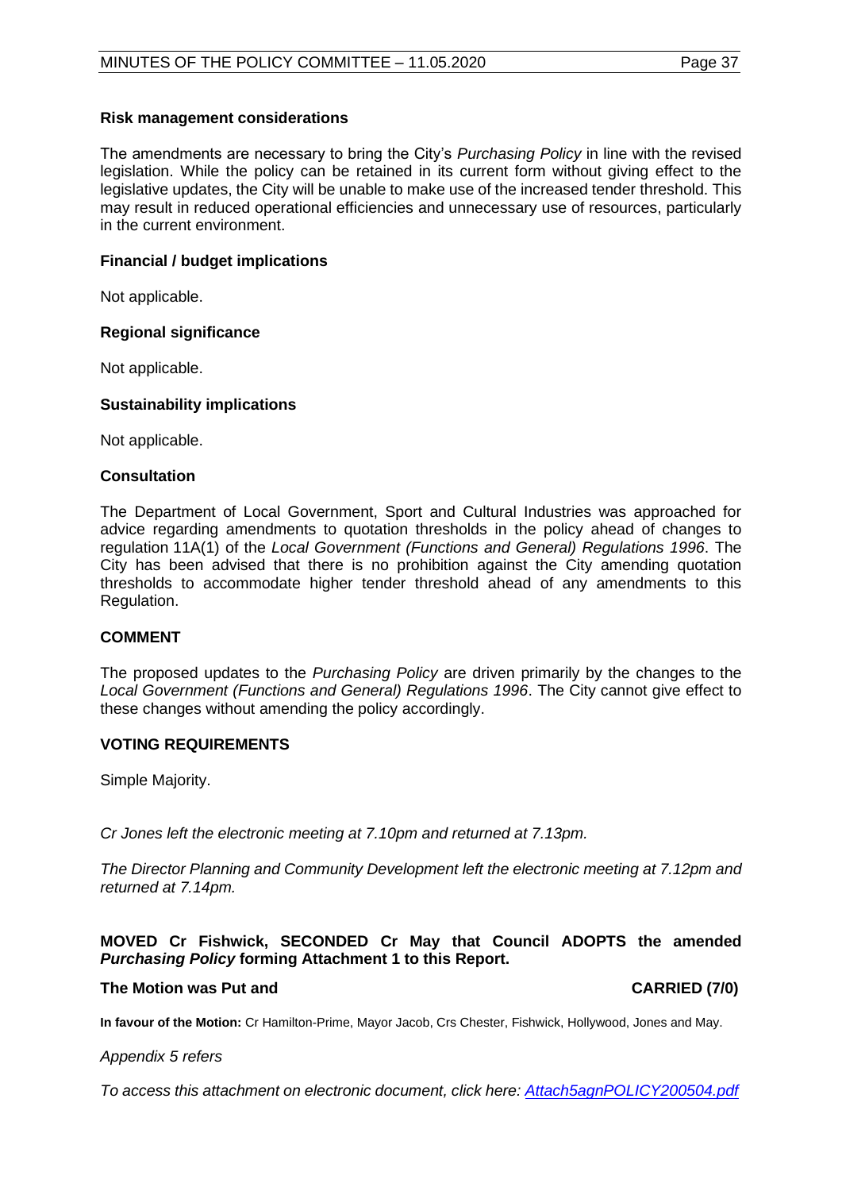### Risk management considerations

The amendments are necessary to bring the City's *Purchasing Policy* in line with the revised legislation. While the policy can be retained in its current form without giving effect to the legislative updates, the City will be unable to make use of the increased tender threshold. This may result in reduced operational efficiencies and unnecessary use of resources, particularly in the current environment.

### Financial / budget implications

Not applicable.

### Regional significance

Not applicable.

### Sustainability implications

Not applicable.

### Consultation

The Department of Local Government, Sport and Cultural Industries was approached for advice regarding amendments to quotation thresholds in the policy ahead of changes to regulation 11A(1) of the *Local Government (Functions and General) Regulations 1996*. The City has been advised that there is no prohibition against the City amending quotation thresholds to accommodate higher tender threshold ahead of any amendments to this Regulation.

## COMMENT

The proposed updates to the *Purchasing Policy* are driven primarily by the changes to the *Local Government (Functions and General) Regulations 1996*. The City cannot give effect to these changes without amending the policy accordingly.

## VOTING REQUIREMENTS

Simple Majority.

*Cr Jones left the electronic meeting at 7.10pm and returned at 7.13pm.*

*The Director Planning and Community Development left the electronic meeting at 7.12pm and returned at 7.14pm.*

**MOVED Cr Fishwick, SECONDED Cr May that Council ADOPTS the amended *Purchasing Policy* forming Attachment 1 to this Report.**

**The Motion was Put and CARRIED (7/0)**

**In favour of the Motion:** Cr Hamilton-Prime, Mayor Jacob, Crs Chester, Fishwick, Hollywood, Jones and May.

*Appendix 5 refers*

*To access this attachment on electronic document, click here: Attach5agnPOLICY200504.pdf*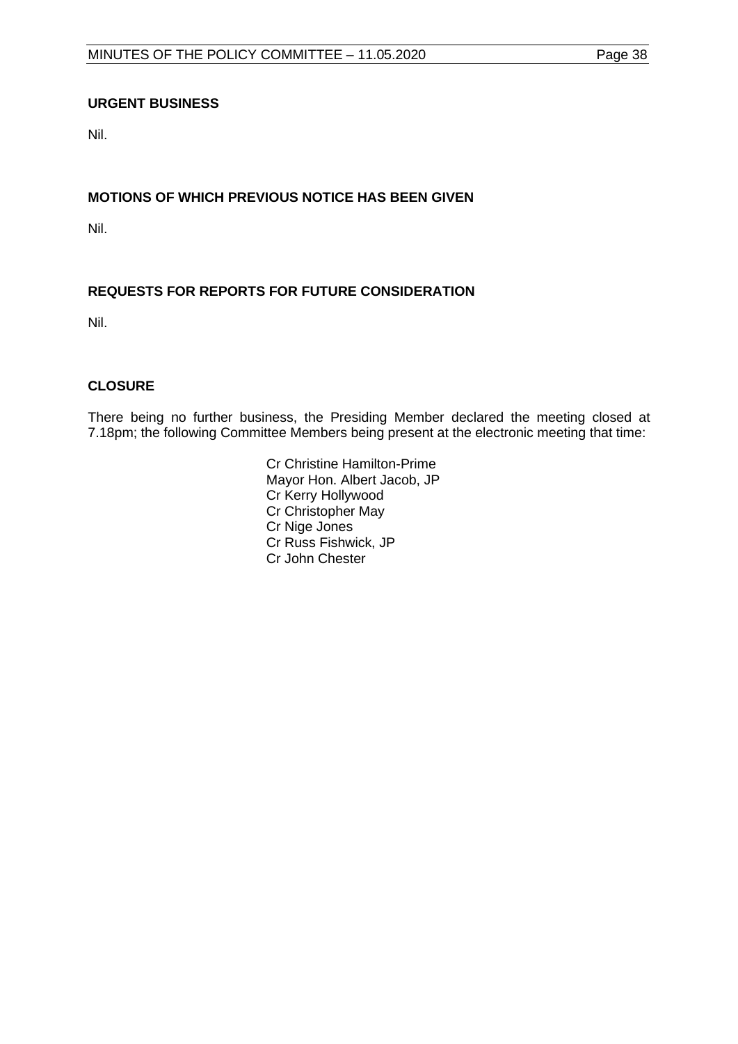**URGENT BUSINESS**

Nil.

**MOTIONS OF WHICH PREVIOUS NOTICE HAS BEEN GIVEN**

Nil.

**REQUESTS FOR REPORTS FOR FUTURE CONSIDERATION**

Nil.

**CLOSURE**

There being no further business, the Presiding Member declared the meeting closed at 7.18pm; the following Committee Members being present at the electronic meeting that time:

Cr Christine Hamilton-Prime
Mayor Hon. Albert Jacob, JP
Cr Kerry Hollywood
Cr Christopher May
Cr Nige Jones
Cr Russ Fishwick, JP
Cr John Chester